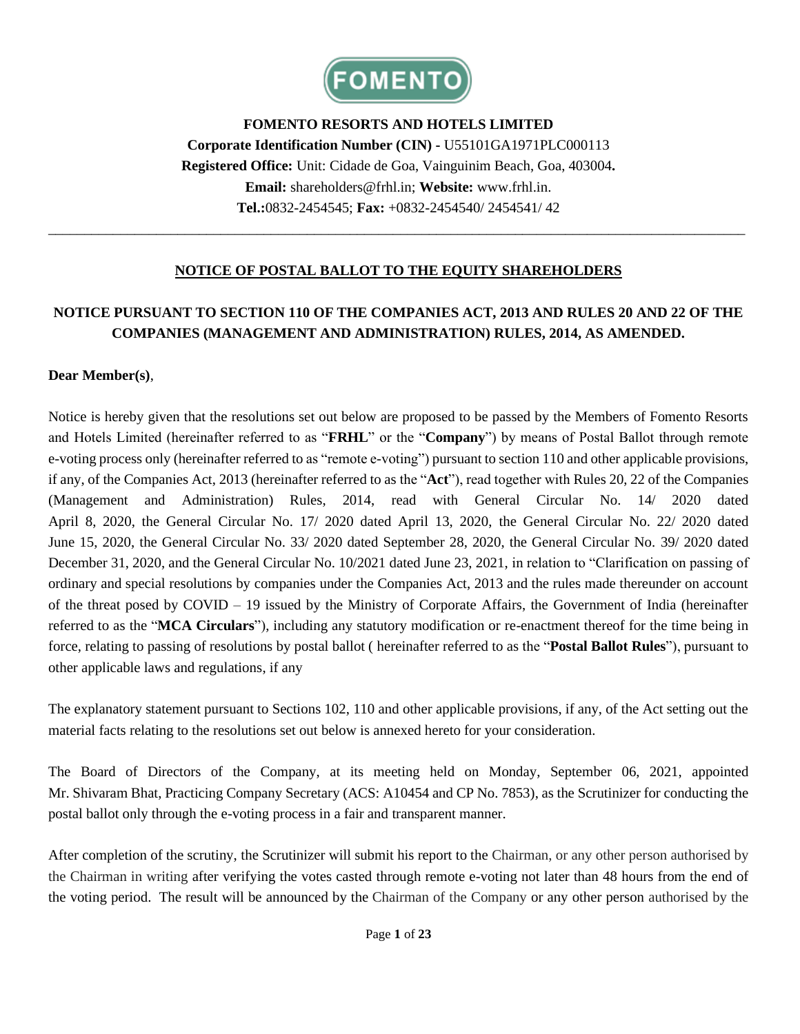**FOMENTO RESORTS AND HOTELS LIMITED**
**Corporate Identification Number (CIN) -** U55101GA1971PLC000113
**Registered Office:** Unit: Cidade de Goa, Vainguinim Beach, Goa, 403004**.**
**Email:** shareholders@frhl.in; **Website:** www.frhl.in.
**Tel.:**0832-2454545; **Fax:** +0832-2454540/ 2454541/ 42

---

## NOTICE OF POSTAL BALLOT TO THE EQUITY SHAREHOLDERS

## NOTICE PURSUANT TO SECTION 110 OF THE COMPANIES ACT, 2013 AND RULES 20 AND 22 OF THE COMPANIES (MANAGEMENT AND ADMINISTRATION) RULES, 2014, AS AMENDED.

**Dear Member(s)**,

Notice is hereby given that the resolutions set out below are proposed to be passed by the Members of Fomento Resorts and Hotels Limited (hereinafter referred to as "**FRHL**" or the "**Company**") by means of Postal Ballot through remote e-voting process only (hereinafter referred to as "remote e-voting") pursuant to section 110 and other applicable provisions, if any, of the Companies Act, 2013 (hereinafter referred to as the "**Act**"), read together with Rules 20, 22 of the Companies (Management and Administration) Rules, 2014, read with General Circular No. 14/ 2020 dated April 8, 2020, the General Circular No. 17/ 2020 dated April 13, 2020, the General Circular No. 22/ 2020 dated June 15, 2020, the General Circular No. 33/ 2020 dated September 28, 2020, the General Circular No. 39/ 2020 dated December 31, 2020, and the General Circular No. 10/2021 dated June 23, 2021, in relation to "Clarification on passing of ordinary and special resolutions by companies under the Companies Act, 2013 and the rules made thereunder on account of the threat posed by COVID – 19 issued by the Ministry of Corporate Affairs, the Government of India (hereinafter referred to as the "**MCA Circulars**"), including any statutory modification or re-enactment thereof for the time being in force, relating to passing of resolutions by postal ballot ( hereinafter referred to as the "**Postal Ballot Rules**"), pursuant to other applicable laws and regulations, if any

The explanatory statement pursuant to Sections 102, 110 and other applicable provisions, if any, of the Act setting out the material facts relating to the resolutions set out below is annexed hereto for your consideration.

The Board of Directors of the Company, at its meeting held on Monday, September 06, 2021, appointed Mr. Shivaram Bhat, Practicing Company Secretary (ACS: A10454 and CP No. 7853), as the Scrutinizer for conducting the postal ballot only through the e-voting process in a fair and transparent manner.

After completion of the scrutiny, the Scrutinizer will submit his report to the Chairman, or any other person authorised by the Chairman in writing after verifying the votes casted through remote e-voting not later than 48 hours from the end of the voting period. The result will be announced by the Chairman of the Company or any other person authorised by the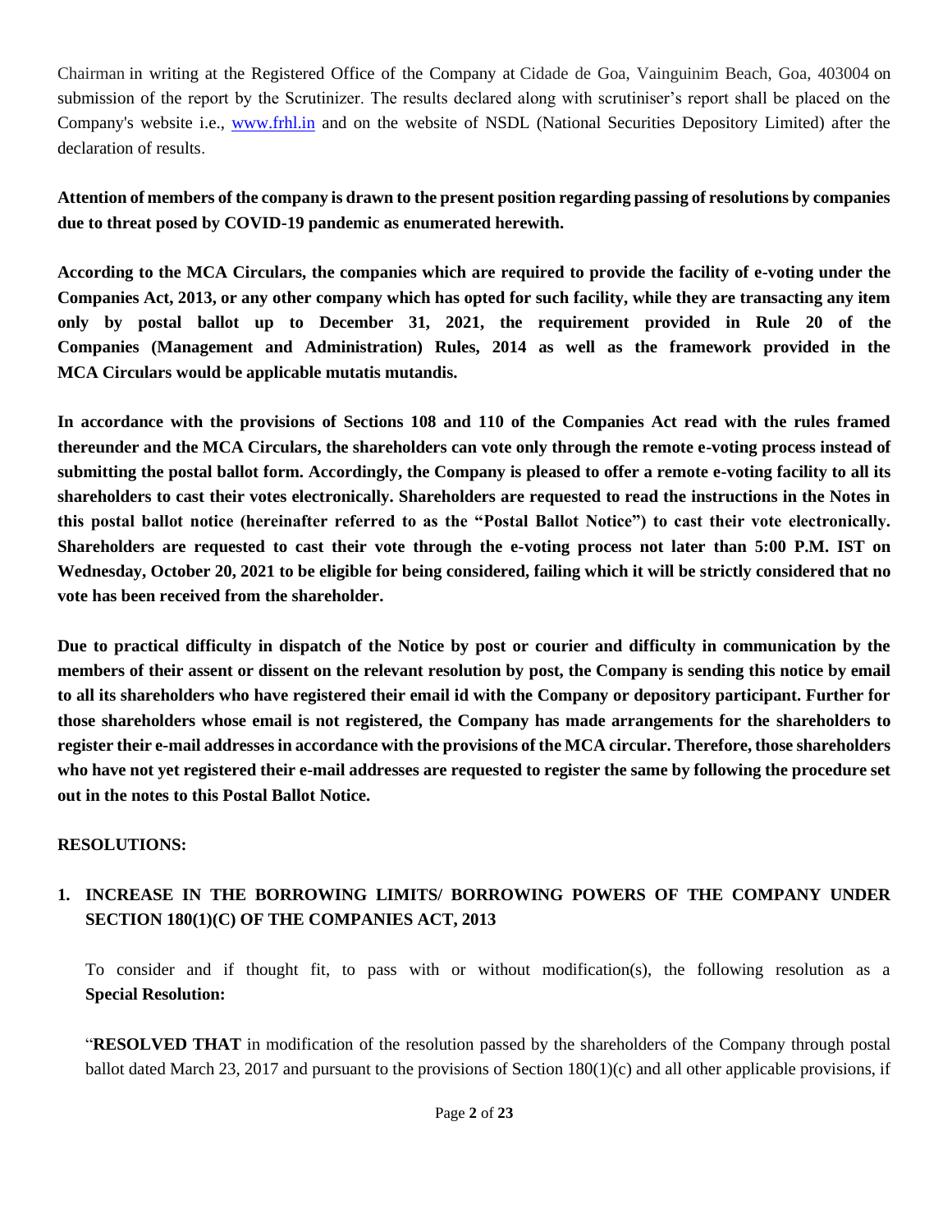Chairman in writing at the Registered Office of the Company at Cidade de Goa, Vainguinim Beach, Goa, 403004 on submission of the report by the Scrutinizer. The results declared along with scrutiniser's report shall be placed on the Company's website i.e., www.frhl.in and on the website of NSDL (National Securities Depository Limited) after the declaration of results.

**Attention of members of the company is drawn to the present position regarding passing of resolutions by companies due to threat posed by COVID-19 pandemic as enumerated herewith.**

**According to the MCA Circulars, the companies which are required to provide the facility of e-voting under the Companies Act, 2013, or any other company which has opted for such facility, while they are transacting any item only by postal ballot up to December 31, 2021, the requirement provided in Rule 20 of the Companies (Management and Administration) Rules, 2014 as well as the framework provided in the MCA Circulars would be applicable mutatis mutandis.**

**In accordance with the provisions of Sections 108 and 110 of the Companies Act read with the rules framed thereunder and the MCA Circulars, the shareholders can vote only through the remote e-voting process instead of submitting the postal ballot form. Accordingly, the Company is pleased to offer a remote e-voting facility to all its shareholders to cast their votes electronically. Shareholders are requested to read the instructions in the Notes in this postal ballot notice (hereinafter referred to as the "Postal Ballot Notice") to cast their vote electronically. Shareholders are requested to cast their vote through the e-voting process not later than 5:00 P.M. IST on Wednesday, October 20, 2021 to be eligible for being considered, failing which it will be strictly considered that no vote has been received from the shareholder.**

**Due to practical difficulty in dispatch of the Notice by post or courier and difficulty in communication by the members of their assent or dissent on the relevant resolution by post, the Company is sending this notice by email to all its shareholders who have registered their email id with the Company or depository participant. Further for those shareholders whose email is not registered, the Company has made arrangements for the shareholders to register their e-mail addresses in accordance with the provisions of the MCA circular. Therefore, those shareholders who have not yet registered their e-mail addresses are requested to register the same by following the procedure set out in the notes to this Postal Ballot Notice.**

**RESOLUTIONS:**

1. **INCREASE IN THE BORROWING LIMITS/ BORROWING POWERS OF THE COMPANY UNDER SECTION 180(1)(C) OF THE COMPANIES ACT, 2013**

   To consider and if thought fit, to pass with or without modification(s), the following resolution as a **Special Resolution:**

   "**RESOLVED THAT** in modification of the resolution passed by the shareholders of the Company through postal ballot dated March 23, 2017 and pursuant to the provisions of Section 180(1)(c) and all other applicable provisions, if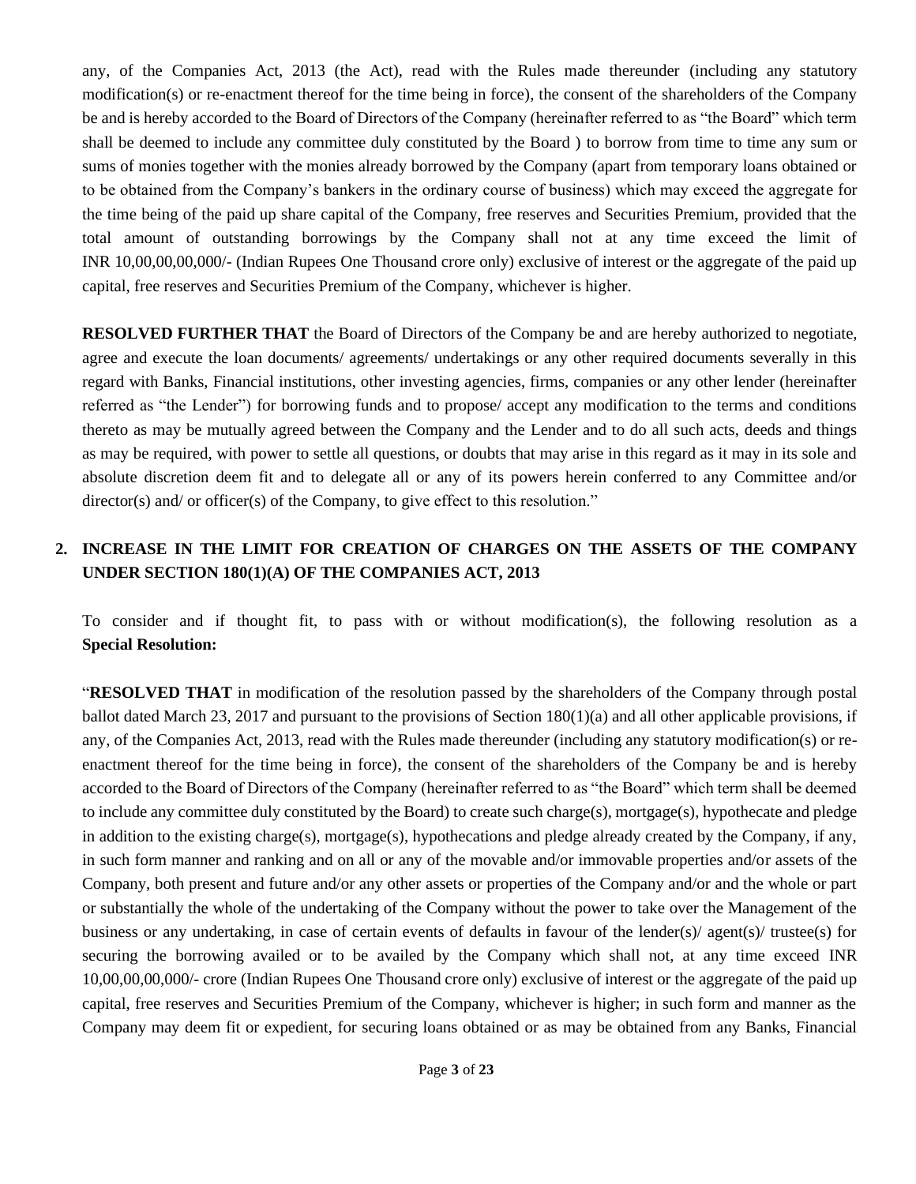any, of the Companies Act, 2013 (the Act), read with the Rules made thereunder (including any statutory modification(s) or re-enactment thereof for the time being in force), the consent of the shareholders of the Company be and is hereby accorded to the Board of Directors of the Company (hereinafter referred to as "the Board" which term shall be deemed to include any committee duly constituted by the Board ) to borrow from time to time any sum or sums of monies together with the monies already borrowed by the Company (apart from temporary loans obtained or to be obtained from the Company's bankers in the ordinary course of business) which may exceed the aggregate for the time being of the paid up share capital of the Company, free reserves and Securities Premium, provided that the total amount of outstanding borrowings by the Company shall not at any time exceed the limit of INR 10,00,00,00,000/- (Indian Rupees One Thousand crore only) exclusive of interest or the aggregate of the paid up capital, free reserves and Securities Premium of the Company, whichever is higher.

**RESOLVED FURTHER THAT** the Board of Directors of the Company be and are hereby authorized to negotiate, agree and execute the loan documents/ agreements/ undertakings or any other required documents severally in this regard with Banks, Financial institutions, other investing agencies, firms, companies or any other lender (hereinafter referred as "the Lender") for borrowing funds and to propose/ accept any modification to the terms and conditions thereto as may be mutually agreed between the Company and the Lender and to do all such acts, deeds and things as may be required, with power to settle all questions, or doubts that may arise in this regard as it may in its sole and absolute discretion deem fit and to delegate all or any of its powers herein conferred to any Committee and/or director(s) and/ or officer(s) of the Company, to give effect to this resolution."

**2. INCREASE IN THE LIMIT FOR CREATION OF CHARGES ON THE ASSETS OF THE COMPANY UNDER SECTION 180(1)(A) OF THE COMPANIES ACT, 2013**

To consider and if thought fit, to pass with or without modification(s), the following resolution as a **Special Resolution:**

"**RESOLVED THAT** in modification of the resolution passed by the shareholders of the Company through postal ballot dated March 23, 2017 and pursuant to the provisions of Section 180(1)(a) and all other applicable provisions, if any, of the Companies Act, 2013, read with the Rules made thereunder (including any statutory modification(s) or re-enactment thereof for the time being in force), the consent of the shareholders of the Company be and is hereby accorded to the Board of Directors of the Company (hereinafter referred to as "the Board" which term shall be deemed to include any committee duly constituted by the Board) to create such charge(s), mortgage(s), hypothecate and pledge in addition to the existing charge(s), mortgage(s), hypothecations and pledge already created by the Company, if any, in such form manner and ranking and on all or any of the movable and/or immovable properties and/or assets of the Company, both present and future and/or any other assets or properties of the Company and/or and the whole or part or substantially the whole of the undertaking of the Company without the power to take over the Management of the business or any undertaking, in case of certain events of defaults in favour of the lender(s)/ agent(s)/ trustee(s) for securing the borrowing availed or to be availed by the Company which shall not, at any time exceed INR 10,00,00,00,000/- crore (Indian Rupees One Thousand crore only) exclusive of interest or the aggregate of the paid up capital, free reserves and Securities Premium of the Company, whichever is higher; in such form and manner as the Company may deem fit or expedient, for securing loans obtained or as may be obtained from any Banks, Financial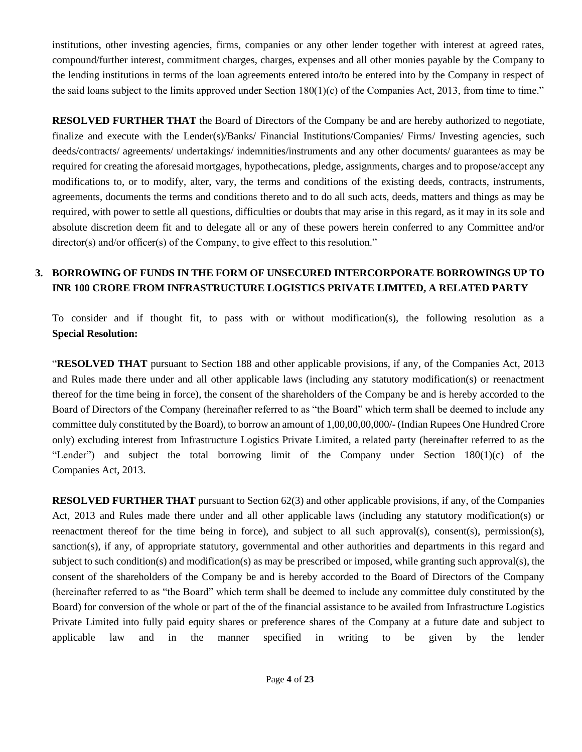institutions, other investing agencies, firms, companies or any other lender together with interest at agreed rates, compound/further interest, commitment charges, charges, expenses and all other monies payable by the Company to the lending institutions in terms of the loan agreements entered into/to be entered into by the Company in respect of the said loans subject to the limits approved under Section 180(1)(c) of the Companies Act, 2013, from time to time."

**RESOLVED FURTHER THAT** the Board of Directors of the Company be and are hereby authorized to negotiate, finalize and execute with the Lender(s)/Banks/ Financial Institutions/Companies/ Firms/ Investing agencies, such deeds/contracts/ agreements/ undertakings/ indemnities/instruments and any other documents/ guarantees as may be required for creating the aforesaid mortgages, hypothecations, pledge, assignments, charges and to propose/accept any modifications to, or to modify, alter, vary, the terms and conditions of the existing deeds, contracts, instruments, agreements, documents the terms and conditions thereto and to do all such acts, deeds, matters and things as may be required, with power to settle all questions, difficulties or doubts that may arise in this regard, as it may in its sole and absolute discretion deem fit and to delegate all or any of these powers herein conferred to any Committee and/or director(s) and/or officer(s) of the Company, to give effect to this resolution."

### 3. BORROWING OF FUNDS IN THE FORM OF UNSECURED INTERCORPORATE BORROWINGS UP TO INR 100 CRORE FROM INFRASTRUCTURE LOGISTICS PRIVATE LIMITED, A RELATED PARTY

To consider and if thought fit, to pass with or without modification(s), the following resolution as a **Special Resolution:**

"**RESOLVED THAT** pursuant to Section 188 and other applicable provisions, if any, of the Companies Act, 2013 and Rules made there under and all other applicable laws (including any statutory modification(s) or reenactment thereof for the time being in force), the consent of the shareholders of the Company be and is hereby accorded to the Board of Directors of the Company (hereinafter referred to as "the Board" which term shall be deemed to include any committee duly constituted by the Board), to borrow an amount of 1,00,00,00,000/- (Indian Rupees One Hundred Crore only) excluding interest from Infrastructure Logistics Private Limited, a related party (hereinafter referred to as the "Lender") and subject the total borrowing limit of the Company under Section 180(1)(c) of the Companies Act, 2013.

**RESOLVED FURTHER THAT** pursuant to Section 62(3) and other applicable provisions, if any, of the Companies Act, 2013 and Rules made there under and all other applicable laws (including any statutory modification(s) or reenactment thereof for the time being in force), and subject to all such approval(s), consent(s), permission(s), sanction(s), if any, of appropriate statutory, governmental and other authorities and departments in this regard and subject to such condition(s) and modification(s) as may be prescribed or imposed, while granting such approval(s), the consent of the shareholders of the Company be and is hereby accorded to the Board of Directors of the Company (hereinafter referred to as "the Board" which term shall be deemed to include any committee duly constituted by the Board) for conversion of the whole or part of the of the financial assistance to be availed from Infrastructure Logistics Private Limited into fully paid equity shares or preference shares of the Company at a future date and subject to applicable law and in the manner specified in writing to be given by the lender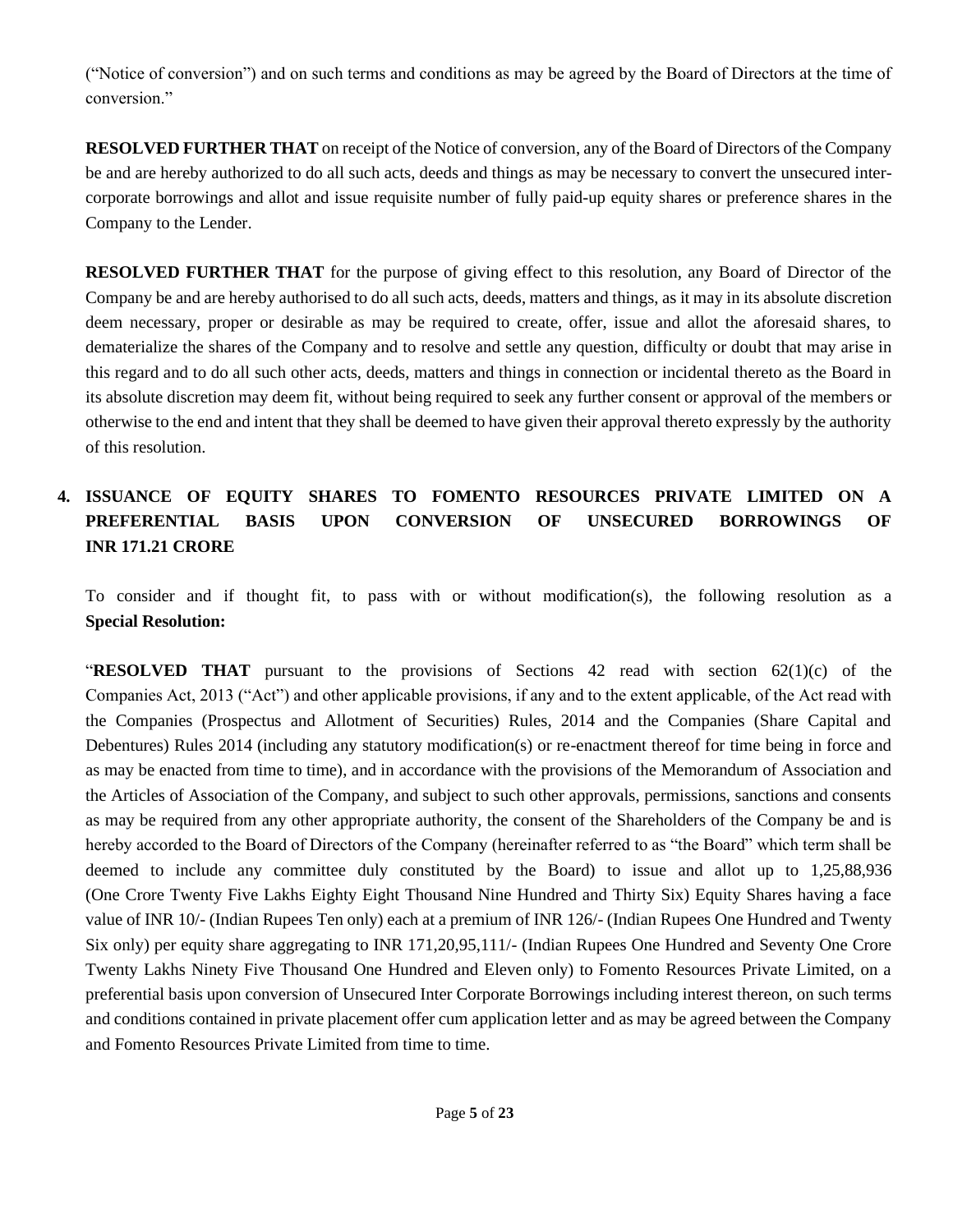("Notice of conversion") and on such terms and conditions as may be agreed by the Board of Directors at the time of conversion."

**RESOLVED FURTHER THAT** on receipt of the Notice of conversion, any of the Board of Directors of the Company be and are hereby authorized to do all such acts, deeds and things as may be necessary to convert the unsecured inter-corporate borrowings and allot and issue requisite number of fully paid-up equity shares or preference shares in the Company to the Lender.

**RESOLVED FURTHER THAT** for the purpose of giving effect to this resolution, any Board of Director of the Company be and are hereby authorised to do all such acts, deeds, matters and things, as it may in its absolute discretion deem necessary, proper or desirable as may be required to create, offer, issue and allot the aforesaid shares, to dematerialize the shares of the Company and to resolve and settle any question, difficulty or doubt that may arise in this regard and to do all such other acts, deeds, matters and things in connection or incidental thereto as the Board in its absolute discretion may deem fit, without being required to seek any further consent or approval of the members or otherwise to the end and intent that they shall be deemed to have given their approval thereto expressly by the authority of this resolution.

## 4. ISSUANCE OF EQUITY SHARES TO FOMENTO RESOURCES PRIVATE LIMITED ON A PREFERENTIAL BASIS UPON CONVERSION OF UNSECURED BORROWINGS OF INR 171.21 CRORE

To consider and if thought fit, to pass with or without modification(s), the following resolution as a **Special Resolution:**

"**RESOLVED THAT** pursuant to the provisions of Sections 42 read with section 62(1)(c) of the Companies Act, 2013 ("Act") and other applicable provisions, if any and to the extent applicable, of the Act read with the Companies (Prospectus and Allotment of Securities) Rules, 2014 and the Companies (Share Capital and Debentures) Rules 2014 (including any statutory modification(s) or re-enactment thereof for time being in force and as may be enacted from time to time), and in accordance with the provisions of the Memorandum of Association and the Articles of Association of the Company, and subject to such other approvals, permissions, sanctions and consents as may be required from any other appropriate authority, the consent of the Shareholders of the Company be and is hereby accorded to the Board of Directors of the Company (hereinafter referred to as "the Board" which term shall be deemed to include any committee duly constituted by the Board) to issue and allot up to 1,25,88,936 (One Crore Twenty Five Lakhs Eighty Eight Thousand Nine Hundred and Thirty Six) Equity Shares having a face value of INR 10/- (Indian Rupees Ten only) each at a premium of INR 126/- (Indian Rupees One Hundred and Twenty Six only) per equity share aggregating to INR 171,20,95,111/- (Indian Rupees One Hundred and Seventy One Crore Twenty Lakhs Ninety Five Thousand One Hundred and Eleven only) to Fomento Resources Private Limited, on a preferential basis upon conversion of Unsecured Inter Corporate Borrowings including interest thereon, on such terms and conditions contained in private placement offer cum application letter and as may be agreed between the Company and Fomento Resources Private Limited from time to time.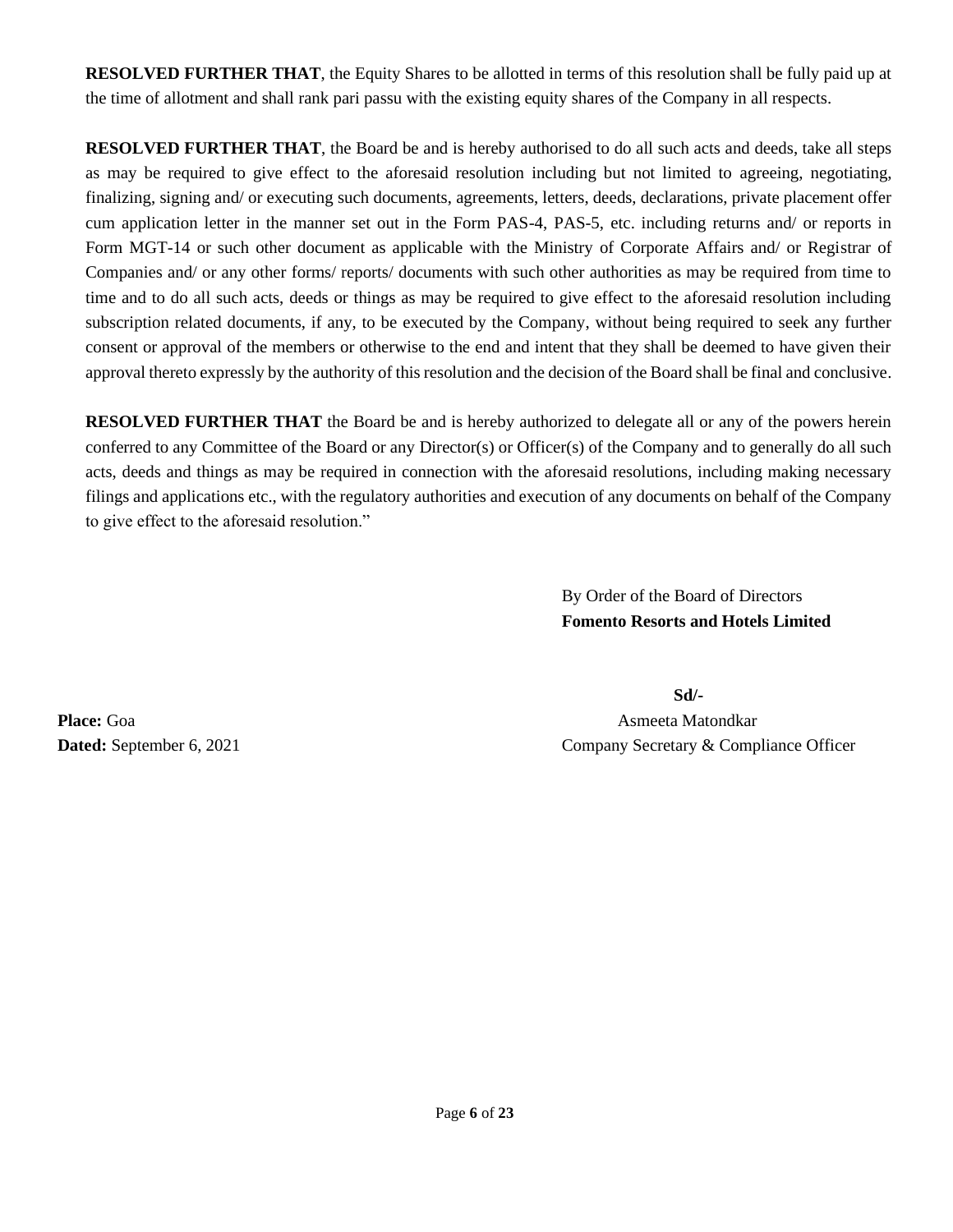**RESOLVED FURTHER THAT**, the Equity Shares to be allotted in terms of this resolution shall be fully paid up at the time of allotment and shall rank pari passu with the existing equity shares of the Company in all respects.

**RESOLVED FURTHER THAT**, the Board be and is hereby authorised to do all such acts and deeds, take all steps as may be required to give effect to the aforesaid resolution including but not limited to agreeing, negotiating, finalizing, signing and/ or executing such documents, agreements, letters, deeds, declarations, private placement offer cum application letter in the manner set out in the Form PAS-4, PAS-5, etc. including returns and/ or reports in Form MGT-14 or such other document as applicable with the Ministry of Corporate Affairs and/ or Registrar of Companies and/ or any other forms/ reports/ documents with such other authorities as may be required from time to time and to do all such acts, deeds or things as may be required to give effect to the aforesaid resolution including subscription related documents, if any, to be executed by the Company, without being required to seek any further consent or approval of the members or otherwise to the end and intent that they shall be deemed to have given their approval thereto expressly by the authority of this resolution and the decision of the Board shall be final and conclusive.

**RESOLVED FURTHER THAT** the Board be and is hereby authorized to delegate all or any of the powers herein conferred to any Committee of the Board or any Director(s) or Officer(s) of the Company and to generally do all such acts, deeds and things as may be required in connection with the aforesaid resolutions, including making necessary filings and applications etc., with the regulatory authorities and execution of any documents on behalf of the Company to give effect to the aforesaid resolution."

By Order of the Board of Directors
**Fomento Resorts and Hotels Limited**

**Sd/-**
Asmeeta Matondkar
Company Secretary & Compliance Officer

**Place:** Goa
**Dated:** September 6, 2021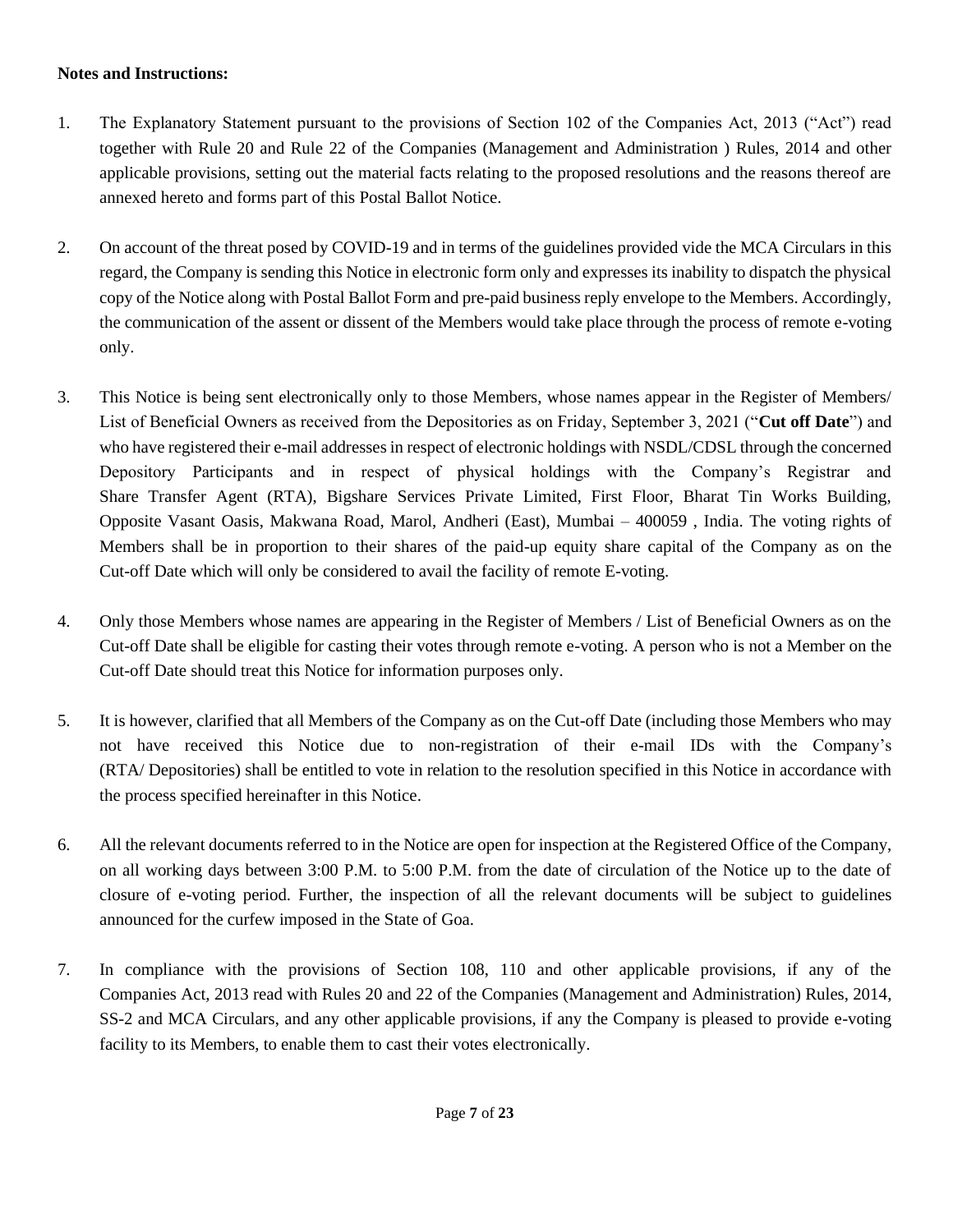**Notes and Instructions:**

1. The Explanatory Statement pursuant to the provisions of Section 102 of the Companies Act, 2013 ("Act") read together with Rule 20 and Rule 22 of the Companies (Management and Administration ) Rules, 2014 and other applicable provisions, setting out the material facts relating to the proposed resolutions and the reasons thereof are annexed hereto and forms part of this Postal Ballot Notice.

2. On account of the threat posed by COVID-19 and in terms of the guidelines provided vide the MCA Circulars in this regard, the Company is sending this Notice in electronic form only and expresses its inability to dispatch the physical copy of the Notice along with Postal Ballot Form and pre-paid business reply envelope to the Members. Accordingly, the communication of the assent or dissent of the Members would take place through the process of remote e-voting only.

3. This Notice is being sent electronically only to those Members, whose names appear in the Register of Members/ List of Beneficial Owners as received from the Depositories as on Friday, September 3, 2021 ("**Cut off Date**") and who have registered their e-mail addresses in respect of electronic holdings with NSDL/CDSL through the concerned Depository Participants and in respect of physical holdings with the Company's Registrar and Share Transfer Agent (RTA), Bigshare Services Private Limited, First Floor, Bharat Tin Works Building, Opposite Vasant Oasis, Makwana Road, Marol, Andheri (East), Mumbai – 400059 , India. The voting rights of Members shall be in proportion to their shares of the paid-up equity share capital of the Company as on the Cut-off Date which will only be considered to avail the facility of remote E-voting.

4. Only those Members whose names are appearing in the Register of Members / List of Beneficial Owners as on the Cut-off Date shall be eligible for casting their votes through remote e-voting. A person who is not a Member on the Cut-off Date should treat this Notice for information purposes only.

5. It is however, clarified that all Members of the Company as on the Cut-off Date (including those Members who may not have received this Notice due to non-registration of their e-mail IDs with the Company's (RTA/ Depositories) shall be entitled to vote in relation to the resolution specified in this Notice in accordance with the process specified hereinafter in this Notice.

6. All the relevant documents referred to in the Notice are open for inspection at the Registered Office of the Company, on all working days between 3:00 P.M. to 5:00 P.M. from the date of circulation of the Notice up to the date of closure of e-voting period. Further, the inspection of all the relevant documents will be subject to guidelines announced for the curfew imposed in the State of Goa.

7. In compliance with the provisions of Section 108, 110 and other applicable provisions, if any of the Companies Act, 2013 read with Rules 20 and 22 of the Companies (Management and Administration) Rules, 2014, SS-2 and MCA Circulars, and any other applicable provisions, if any the Company is pleased to provide e-voting facility to its Members, to enable them to cast their votes electronically.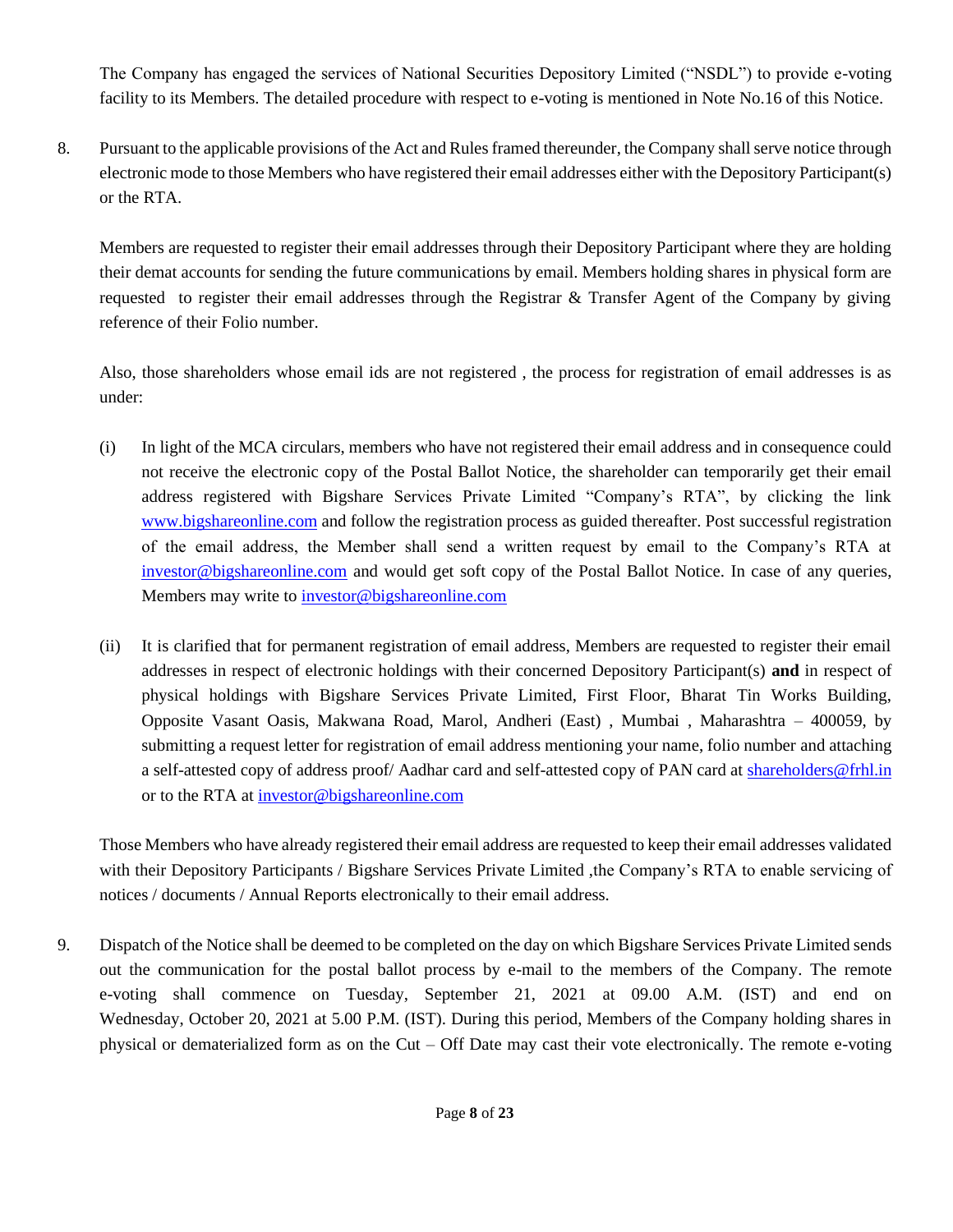The Company has engaged the services of National Securities Depository Limited ("NSDL") to provide e-voting facility to its Members. The detailed procedure with respect to e-voting is mentioned in Note No.16 of this Notice.

8. Pursuant to the applicable provisions of the Act and Rules framed thereunder, the Company shall serve notice through electronic mode to those Members who have registered their email addresses either with the Depository Participant(s) or the RTA.

   Members are requested to register their email addresses through their Depository Participant where they are holding their demat accounts for sending the future communications by email. Members holding shares in physical form are requested to register their email addresses through the Registrar & Transfer Agent of the Company by giving reference of their Folio number.

   Also, those shareholders whose email ids are not registered , the process for registration of email addresses is as under:

   (i) In light of the MCA circulars, members who have not registered their email address and in consequence could not receive the electronic copy of the Postal Ballot Notice, the shareholder can temporarily get their email address registered with Bigshare Services Private Limited "Company's RTA", by clicking the link www.bigshareonline.com and follow the registration process as guided thereafter. Post successful registration of the email address, the Member shall send a written request by email to the Company's RTA at investor@bigshareonline.com and would get soft copy of the Postal Ballot Notice. In case of any queries, Members may write to investor@bigshareonline.com

   (ii) It is clarified that for permanent registration of email address, Members are requested to register their email addresses in respect of electronic holdings with their concerned Depository Participant(s) **and** in respect of physical holdings with Bigshare Services Private Limited, First Floor, Bharat Tin Works Building, Opposite Vasant Oasis, Makwana Road, Marol, Andheri (East) , Mumbai , Maharashtra – 400059, by submitting a request letter for registration of email address mentioning your name, folio number and attaching a self-attested copy of address proof/ Aadhar card and self-attested copy of PAN card at shareholders@frhl.in or to the RTA at investor@bigshareonline.com

   Those Members who have already registered their email address are requested to keep their email addresses validated with their Depository Participants / Bigshare Services Private Limited ,the Company's RTA to enable servicing of notices / documents / Annual Reports electronically to their email address.

9. Dispatch of the Notice shall be deemed to be completed on the day on which Bigshare Services Private Limited sends out the communication for the postal ballot process by e-mail to the members of the Company. The remote e-voting shall commence on Tuesday, September 21, 2021 at 09.00 A.M. (IST) and end on Wednesday, October 20, 2021 at 5.00 P.M. (IST). During this period, Members of the Company holding shares in physical or dematerialized form as on the Cut – Off Date may cast their vote electronically. The remote e-voting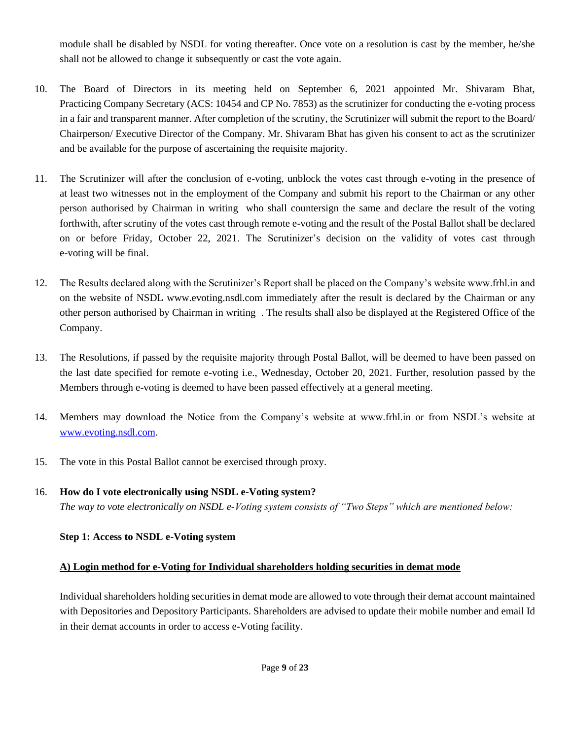module shall be disabled by NSDL for voting thereafter. Once vote on a resolution is cast by the member, he/she shall not be allowed to change it subsequently or cast the vote again.

10. The Board of Directors in its meeting held on September 6, 2021 appointed Mr. Shivaram Bhat, Practicing Company Secretary (ACS: 10454 and CP No. 7853) as the scrutinizer for conducting the e-voting process in a fair and transparent manner. After completion of the scrutiny, the Scrutinizer will submit the report to the Board/ Chairperson/ Executive Director of the Company. Mr. Shivaram Bhat has given his consent to act as the scrutinizer and be available for the purpose of ascertaining the requisite majority.

11. The Scrutinizer will after the conclusion of e-voting, unblock the votes cast through e-voting in the presence of at least two witnesses not in the employment of the Company and submit his report to the Chairman or any other person authorised by Chairman in writing who shall countersign the same and declare the result of the voting forthwith, after scrutiny of the votes cast through remote e-voting and the result of the Postal Ballot shall be declared on or before Friday, October 22, 2021. The Scrutinizer's decision on the validity of votes cast through e-voting will be final.

12. The Results declared along with the Scrutinizer's Report shall be placed on the Company's website www.frhl.in and on the website of NSDL www.evoting.nsdl.com immediately after the result is declared by the Chairman or any other person authorised by Chairman in writing . The results shall also be displayed at the Registered Office of the Company.

13. The Resolutions, if passed by the requisite majority through Postal Ballot, will be deemed to have been passed on the last date specified for remote e-voting i.e., Wednesday, October 20, 2021. Further, resolution passed by the Members through e-voting is deemed to have been passed effectively at a general meeting.

14. Members may download the Notice from the Company's website at www.frhl.in or from NSDL's website at [www.evoting.nsdl.com](www.evoting.nsdl.com).

15. The vote in this Postal Ballot cannot be exercised through proxy.

16. **How do I vote electronically using NSDL e-Voting system?**
*The way to vote electronically on NSDL e-Voting system consists of "Two Steps" which are mentioned below:*

**Step 1: Access to NSDL e-Voting system**

**A) Login method for e-Voting for Individual shareholders holding securities in demat mode**

Individual shareholders holding securities in demat mode are allowed to vote through their demat account maintained with Depositories and Depository Participants. Shareholders are advised to update their mobile number and email Id in their demat accounts in order to access e-Voting facility.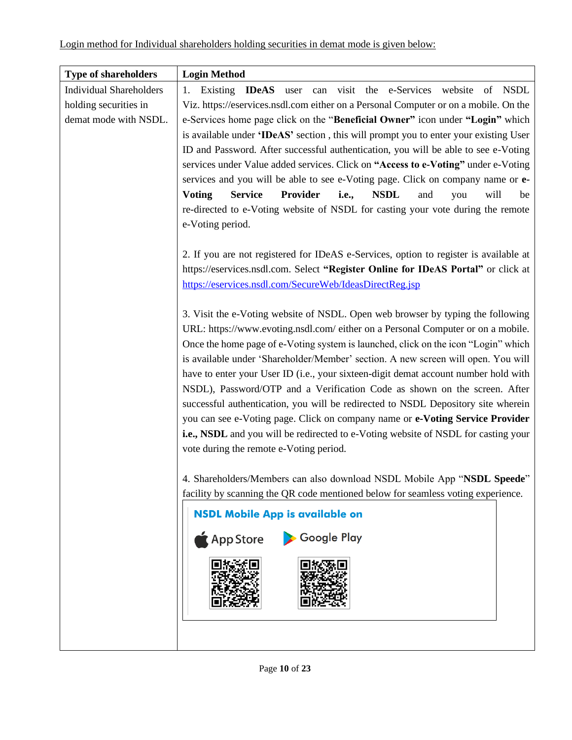<u>Login method for Individual shareholders holding securities in demat mode is given below:</u>

| **Type of shareholders** | **Login Method** |
| --- | --- |
| Individual Shareholders holding securities in demat mode with NSDL. | 1. Existing **IDeAS** user can visit the e-Services website of NSDL Viz. https://eservices.nsdl.com either on a Personal Computer or on a mobile. On the e-Services home page click on the "**Beneficial Owner**" icon under **"Login"** which is available under **'IDeAS'** section , this will prompt you to enter your existing User ID and Password. After successful authentication, you will be able to see e-Voting services under Value added services. Click on **"Access to e-Voting"** under e-Voting services and you will be able to see e-Voting page. Click on company name or **e-Voting Service Provider i.e., NSDL** and you will be re-directed to e-Voting website of NSDL for casting your vote during the remote e-Voting period.<br><br>2. If you are not registered for IDeAS e-Services, option to register is available at https://eservices.nsdl.com. Select **"Register Online for IDeAS Portal"** or click at https://eservices.nsdl.com/SecureWeb/IdeasDirectReg.jsp<br><br>3. Visit the e-Voting website of NSDL. Open web browser by typing the following URL: https://www.evoting.nsdl.com/ either on a Personal Computer or on a mobile. Once the home page of e-Voting system is launched, click on the icon "Login" which is available under 'Shareholder/Member' section. A new screen will open. You will have to enter your User ID (i.e., your sixteen-digit demat account number hold with NSDL), Password/OTP and a Verification Code as shown on the screen. After successful authentication, you will be redirected to NSDL Depository site wherein you can see e-Voting page. Click on company name or **e-Voting Service Provider i.e., NSDL** and you will be redirected to e-Voting website of NSDL for casting your vote during the remote e-Voting period.<br><br>4. Shareholders/Members can also download NSDL Mobile App "**NSDL Speede**" facility by scanning the QR code mentioned below for seamless voting experience.<br><br>**NSDL Mobile App is available on**<br>App Store &nbsp;&nbsp; Google Play |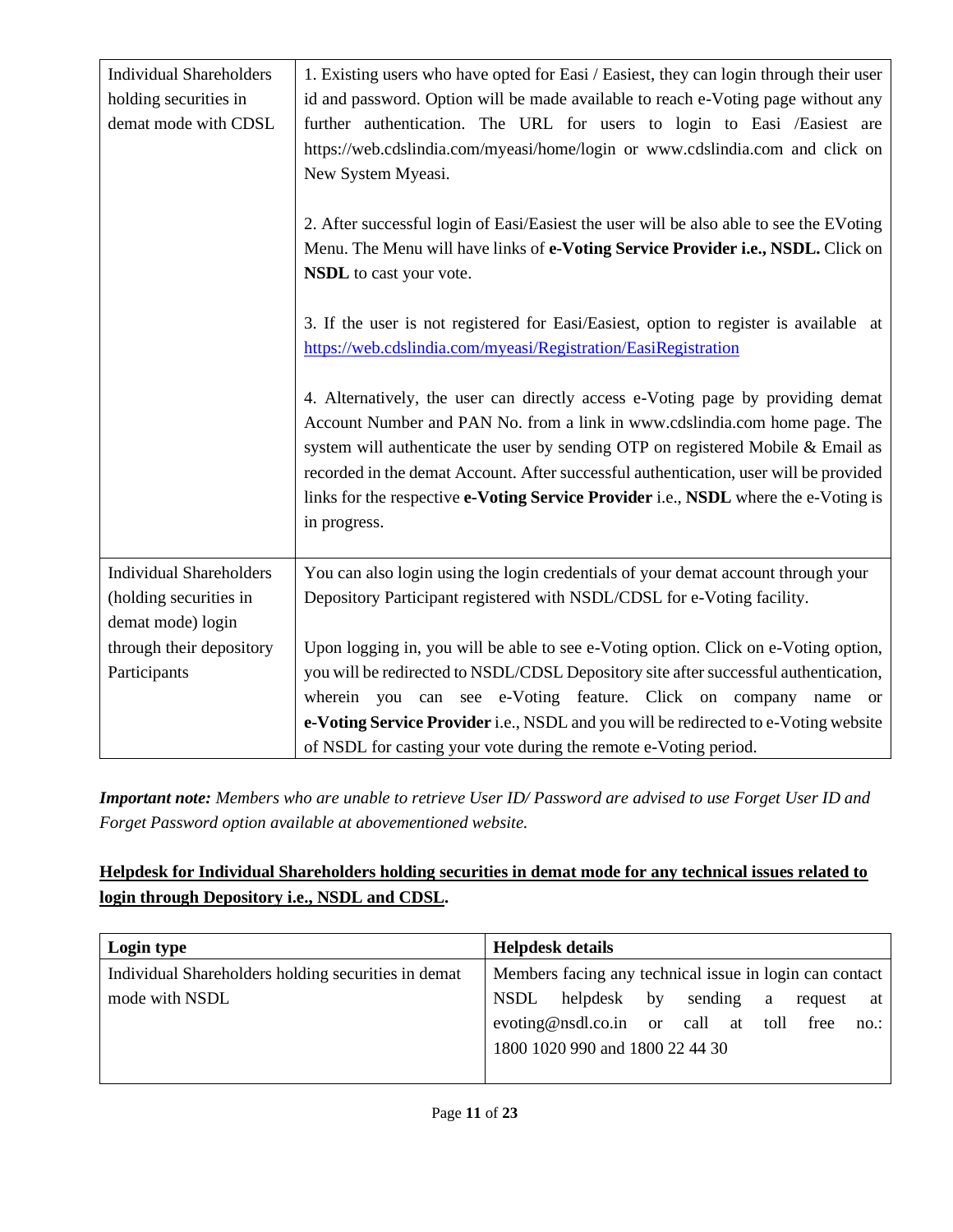| Individual Shareholders holding securities in demat mode with CDSL | 1. Existing users who have opted for Easi / Easiest, they can login through their user id and password. Option will be made available to reach e-Voting page without any further authentication. The URL for users to login to Easi /Easiest are https://web.cdslindia.com/myeasi/home/login or www.cdslindia.com and click on New System Myeasi.<br><br>2. After successful login of Easi/Easiest the user will be also able to see the EVoting Menu. The Menu will have links of **e-Voting Service Provider i.e., NSDL.** Click on **NSDL** to cast your vote.<br><br>3. If the user is not registered for Easi/Easiest, option to register is available at [https://web.cdslindia.com/myeasi/Registration/EasiRegistration](https://web.cdslindia.com/myeasi/Registration/EasiRegistration)<br><br>4. Alternatively, the user can directly access e-Voting page by providing demat Account Number and PAN No. from a link in www.cdslindia.com home page. The system will authenticate the user by sending OTP on registered Mobile & Email as recorded in the demat Account. After successful authentication, user will be provided links for the respective **e-Voting Service Provider** i.e., **NSDL** where the e-Voting is in progress. |
|---|---|
| Individual Shareholders (holding securities in demat mode) login through their depository Participants | You can also login using the login credentials of your demat account through your Depository Participant registered with NSDL/CDSL for e-Voting facility.<br><br>Upon logging in, you will be able to see e-Voting option. Click on e-Voting option, you will be redirected to NSDL/CDSL Depository site after successful authentication, wherein you can see e-Voting feature. Click on company name or **e-Voting Service Provider** i.e., NSDL and you will be redirected to e-Voting website of NSDL for casting your vote during the remote e-Voting period. |

***Important note:*** *Members who are unable to retrieve User ID/ Password are advised to use Forget User ID and Forget Password option available at abovementioned website.*

**<u>Helpdesk for Individual Shareholders holding securities in demat mode for any technical issues related to login through Depository i.e., NSDL and CDSL</u>.**

| **Login type** | **Helpdesk details** |
|---|---|
| Individual Shareholders holding securities in demat mode with NSDL | Members facing any technical issue in login can contact NSDL helpdesk by sending a request at evoting@nsdl.co.in or call at toll free no.: 1800 1020 990 and 1800 22 44 30 |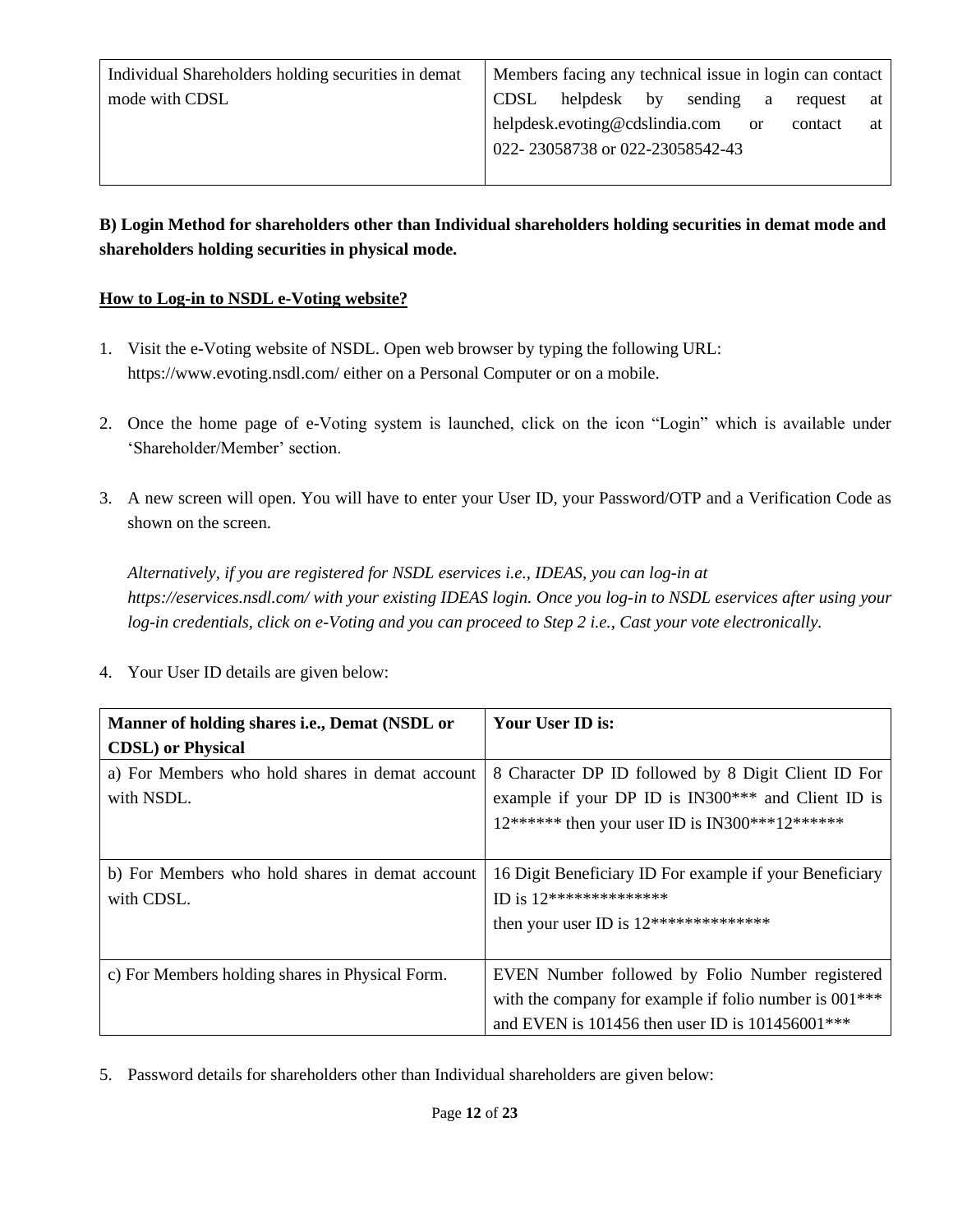| Individual Shareholders holding securities in demat mode with CDSL | Members facing any technical issue in login can contact CDSL helpdesk by sending a request at helpdesk.evoting@cdslindia.com or contact at 022- 23058738 or 022-23058542-43 |
|---|---|

**B) Login Method for shareholders other than Individual shareholders holding securities in demat mode and shareholders holding securities in physical mode.**

**How to Log-in to NSDL e-Voting website?**

1. Visit the e-Voting website of NSDL. Open web browser by typing the following URL: https://www.evoting.nsdl.com/ either on a Personal Computer or on a mobile.

2. Once the home page of e-Voting system is launched, click on the icon "Login" which is available under 'Shareholder/Member' section.

3. A new screen will open. You will have to enter your User ID, your Password/OTP and a Verification Code as shown on the screen.

   *Alternatively, if you are registered for NSDL eservices i.e., IDEAS, you can log-in at https://eservices.nsdl.com/ with your existing IDEAS login. Once you log-in to NSDL eservices after using your log-in credentials, click on e-Voting and you can proceed to Step 2 i.e., Cast your vote electronically.*

4. Your User ID details are given below:

| Manner of holding shares i.e., Demat (NSDL or CDSL) or Physical | Your User ID is: |
|---|---|
| a) For Members who hold shares in demat account with NSDL. | 8 Character DP ID followed by 8 Digit Client ID For example if your DP ID is IN300*** and Client ID is 12****** then your user ID is IN300***12****** |
| b) For Members who hold shares in demat account with CDSL. | 16 Digit Beneficiary ID For example if your Beneficiary ID is 12************** then your user ID is 12************** |
| c) For Members holding shares in Physical Form. | EVEN Number followed by Folio Number registered with the company for example if folio number is 001*** and EVEN is 101456 then user ID is 101456001*** |

5. Password details for shareholders other than Individual shareholders are given below: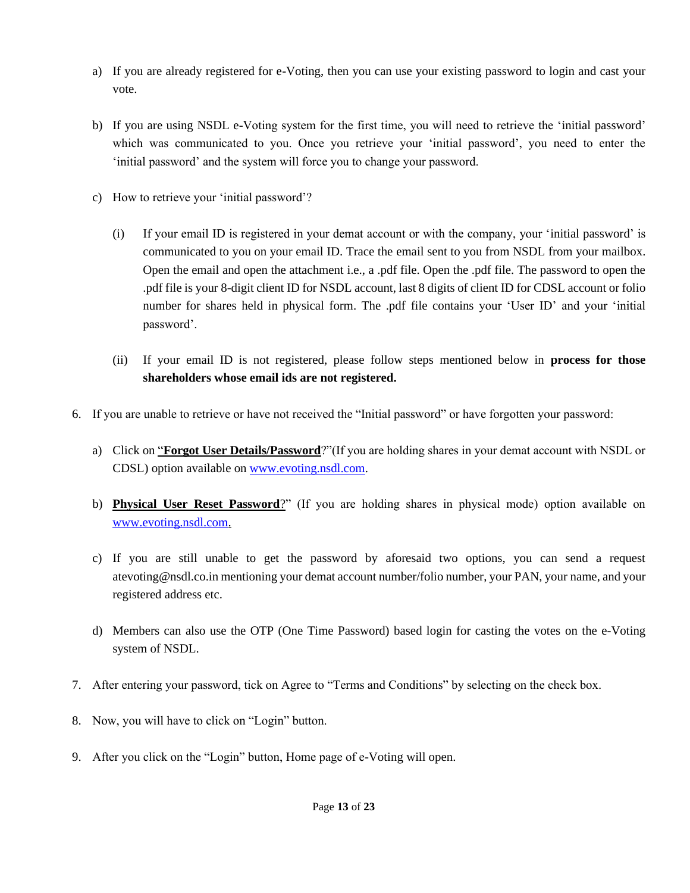a) If you are already registered for e-Voting, then you can use your existing password to login and cast your vote.

b) If you are using NSDL e-Voting system for the first time, you will need to retrieve the 'initial password' which was communicated to you. Once you retrieve your 'initial password', you need to enter the 'initial password' and the system will force you to change your password.

c) How to retrieve your 'initial password'?

   (i) If your email ID is registered in your demat account or with the company, your 'initial password' is communicated to you on your email ID. Trace the email sent to you from NSDL from your mailbox. Open the email and open the attachment i.e., a .pdf file. Open the .pdf file. The password to open the .pdf file is your 8-digit client ID for NSDL account, last 8 digits of client ID for CDSL account or folio number for shares held in physical form. The .pdf file contains your 'User ID' and your 'initial password'.

   (ii) If your email ID is not registered, please follow steps mentioned below in **process for those shareholders whose email ids are not registered.**

6. If you are unable to retrieve or have not received the "Initial password" or have forgotten your password:

   a) Click on "**Forgot User Details/Password**?"(If you are holding shares in your demat account with NSDL or CDSL) option available on www.evoting.nsdl.com.

   b) **Physical User Reset Password**?" (If you are holding shares in physical mode) option available on www.evoting.nsdl.com.

   c) If you are still unable to get the password by aforesaid two options, you can send a request atevoting@nsdl.co.in mentioning your demat account number/folio number, your PAN, your name, and your registered address etc.

   d) Members can also use the OTP (One Time Password) based login for casting the votes on the e-Voting system of NSDL.

7. After entering your password, tick on Agree to "Terms and Conditions" by selecting on the check box.

8. Now, you will have to click on "Login" button.

9. After you click on the "Login" button, Home page of e-Voting will open.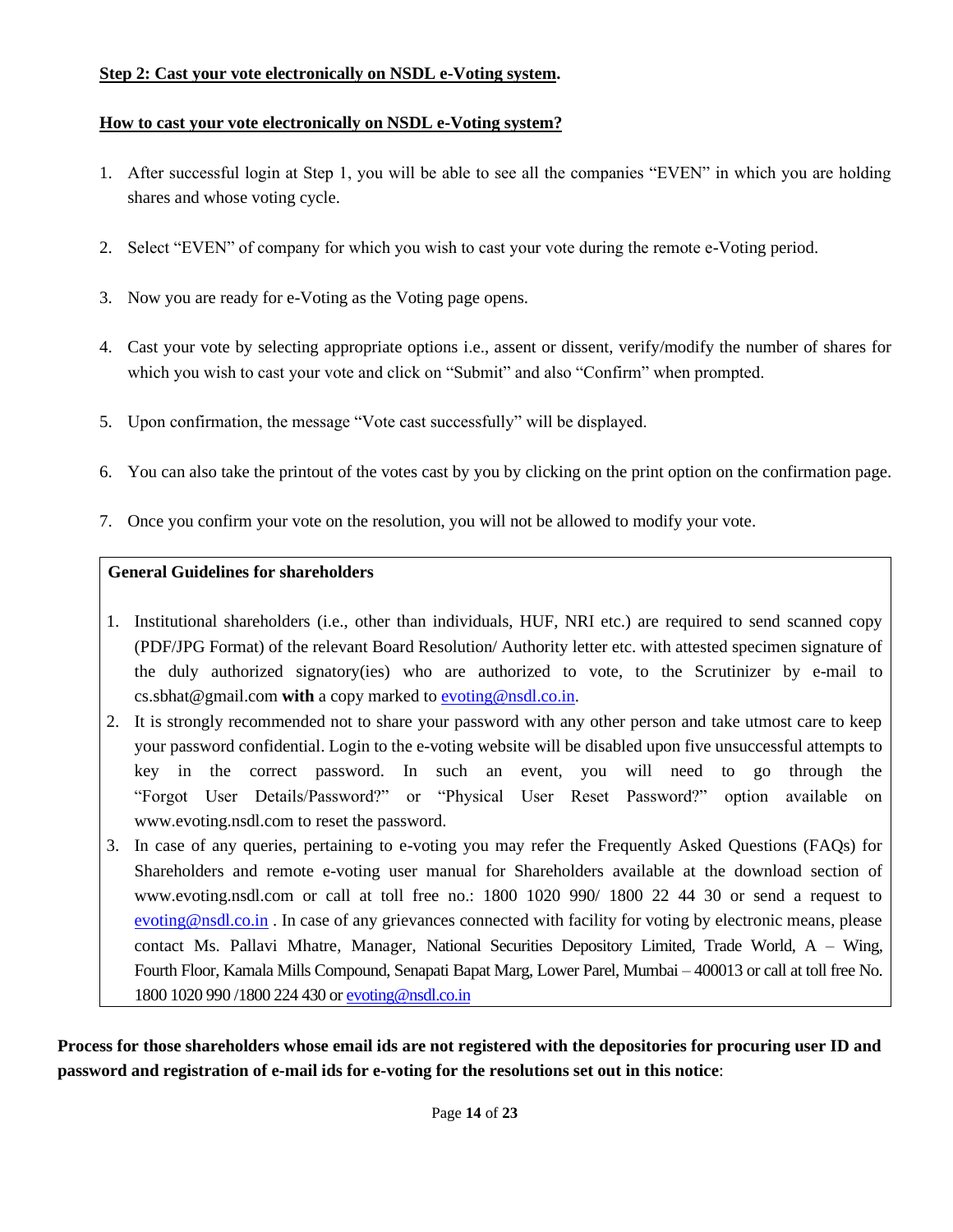**Step 2: Cast your vote electronically on NSDL e-Voting system.**

**How to cast your vote electronically on NSDL e-Voting system?**

1. After successful login at Step 1, you will be able to see all the companies "EVEN" in which you are holding shares and whose voting cycle.
2. Select "EVEN" of company for which you wish to cast your vote during the remote e-Voting period.
3. Now you are ready for e-Voting as the Voting page opens.
4. Cast your vote by selecting appropriate options i.e., assent or dissent, verify/modify the number of shares for which you wish to cast your vote and click on "Submit" and also "Confirm" when prompted.
5. Upon confirmation, the message "Vote cast successfully" will be displayed.
6. You can also take the printout of the votes cast by you by clicking on the print option on the confirmation page.
7. Once you confirm your vote on the resolution, you will not be allowed to modify your vote.

**General Guidelines for shareholders**

1. Institutional shareholders (i.e., other than individuals, HUF, NRI etc.) are required to send scanned copy (PDF/JPG Format) of the relevant Board Resolution/ Authority letter etc. with attested specimen signature of the duly authorized signatory(ies) who are authorized to vote, to the Scrutinizer by e-mail to cs.sbhat@gmail.com **with** a copy marked to evoting@nsdl.co.in.
2. It is strongly recommended not to share your password with any other person and take utmost care to keep your password confidential. Login to the e-voting website will be disabled upon five unsuccessful attempts to key in the correct password. In such an event, you will need to go through the "Forgot User Details/Password?" or "Physical User Reset Password?" option available on www.evoting.nsdl.com to reset the password.
3. In case of any queries, pertaining to e-voting you may refer the Frequently Asked Questions (FAQs) for Shareholders and remote e-voting user manual for Shareholders available at the download section of www.evoting.nsdl.com or call at toll free no.: 1800 1020 990/ 1800 22 44 30 or send a request to evoting@nsdl.co.in . In case of any grievances connected with facility for voting by electronic means, please contact Ms. Pallavi Mhatre, Manager, National Securities Depository Limited, Trade World, A – Wing, Fourth Floor, Kamala Mills Compound, Senapati Bapat Marg, Lower Parel, Mumbai – 400013 or call at toll free No. 1800 1020 990 /1800 224 430 or evoting@nsdl.co.in

**Process for those shareholders whose email ids are not registered with the depositories for procuring user ID and password and registration of e-mail ids for e-voting for the resolutions set out in this notice**: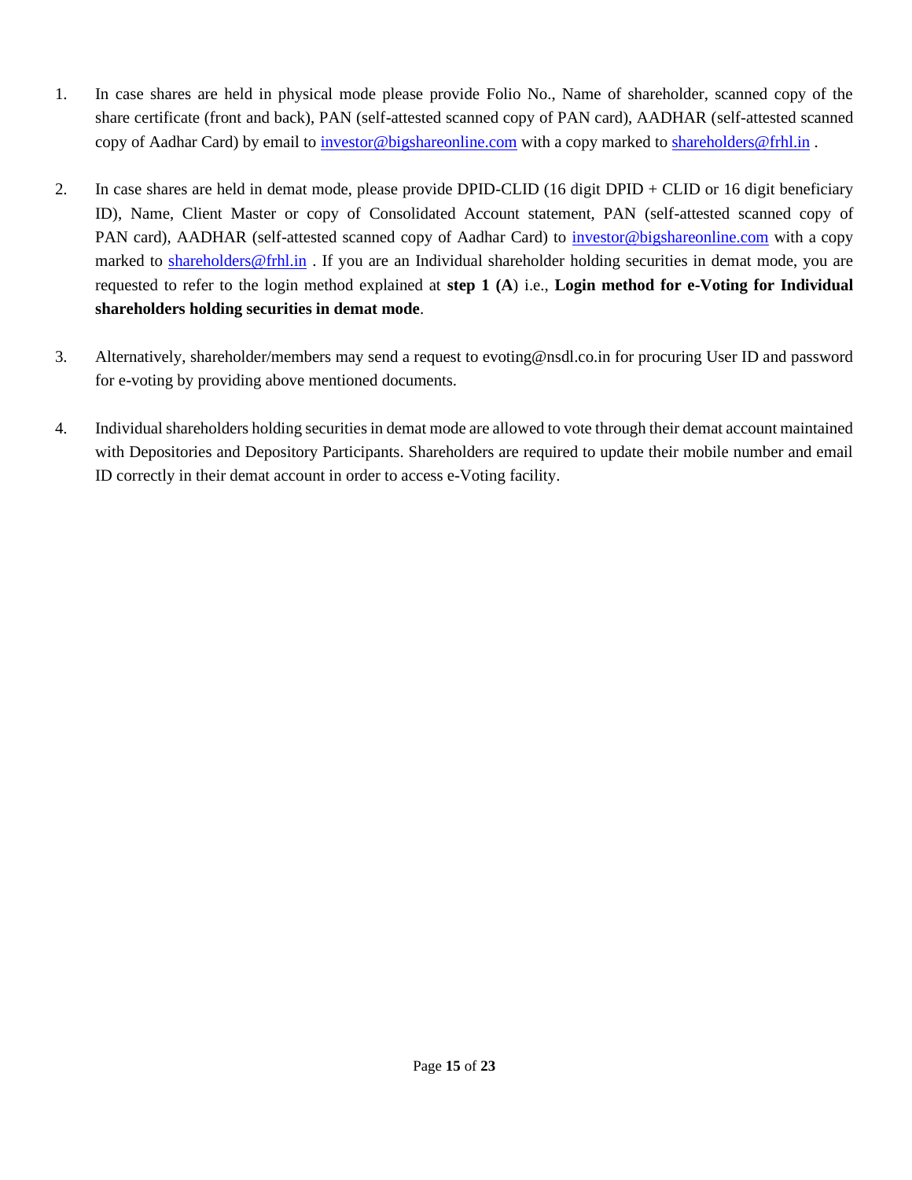1. In case shares are held in physical mode please provide Folio No., Name of shareholder, scanned copy of the share certificate (front and back), PAN (self-attested scanned copy of PAN card), AADHAR (self-attested scanned copy of Aadhar Card) by email to investor@bigshareonline.com with a copy marked to shareholders@frhl.in .

2. In case shares are held in demat mode, please provide DPID-CLID (16 digit DPID + CLID or 16 digit beneficiary ID), Name, Client Master or copy of Consolidated Account statement, PAN (self-attested scanned copy of PAN card), AADHAR (self-attested scanned copy of Aadhar Card) to investor@bigshareonline.com with a copy marked to shareholders@frhl.in . If you are an Individual shareholder holding securities in demat mode, you are requested to refer to the login method explained at **step 1 (A**) i.e., **Login method for e-Voting for Individual shareholders holding securities in demat mode**.

3. Alternatively, shareholder/members may send a request to evoting@nsdl.co.in for procuring User ID and password for e-voting by providing above mentioned documents.

4. Individual shareholders holding securities in demat mode are allowed to vote through their demat account maintained with Depositories and Depository Participants. Shareholders are required to update their mobile number and email ID correctly in their demat account in order to access e-Voting facility.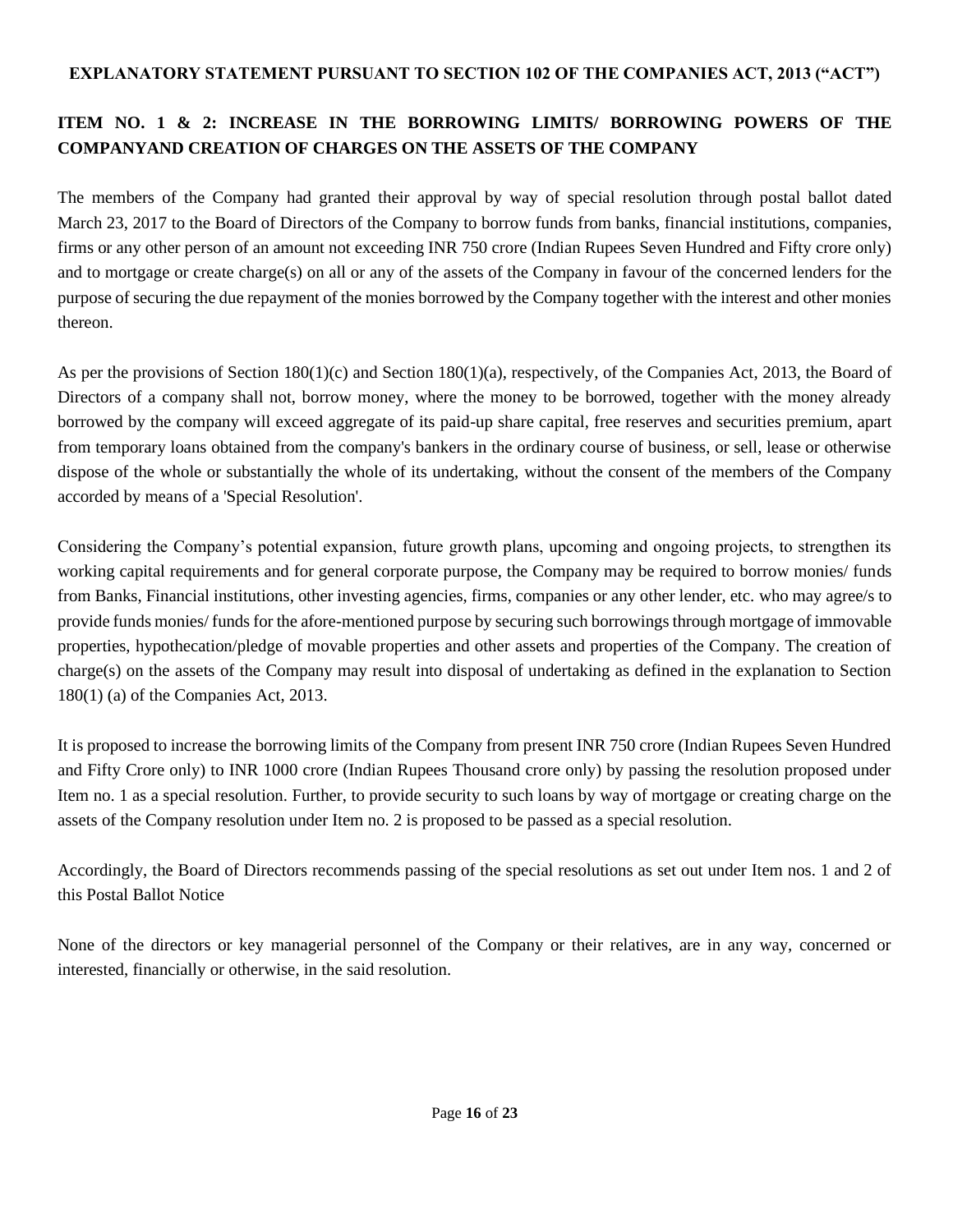**EXPLANATORY STATEMENT PURSUANT TO SECTION 102 OF THE COMPANIES ACT, 2013 ("ACT")**

**ITEM NO. 1 & 2: INCREASE IN THE BORROWING LIMITS/ BORROWING POWERS OF THE COMPANYAND CREATION OF CHARGES ON THE ASSETS OF THE COMPANY**

The members of the Company had granted their approval by way of special resolution through postal ballot dated March 23, 2017 to the Board of Directors of the Company to borrow funds from banks, financial institutions, companies, firms or any other person of an amount not exceeding INR 750 crore (Indian Rupees Seven Hundred and Fifty crore only) and to mortgage or create charge(s) on all or any of the assets of the Company in favour of the concerned lenders for the purpose of securing the due repayment of the monies borrowed by the Company together with the interest and other monies thereon.

As per the provisions of Section 180(1)(c) and Section 180(1)(a), respectively, of the Companies Act, 2013, the Board of Directors of a company shall not, borrow money, where the money to be borrowed, together with the money already borrowed by the company will exceed aggregate of its paid-up share capital, free reserves and securities premium, apart from temporary loans obtained from the company's bankers in the ordinary course of business, or sell, lease or otherwise dispose of the whole or substantially the whole of its undertaking, without the consent of the members of the Company accorded by means of a 'Special Resolution'.

Considering the Company's potential expansion, future growth plans, upcoming and ongoing projects, to strengthen its working capital requirements and for general corporate purpose, the Company may be required to borrow monies/ funds from Banks, Financial institutions, other investing agencies, firms, companies or any other lender, etc. who may agree/s to provide funds monies/ funds for the afore-mentioned purpose by securing such borrowings through mortgage of immovable properties, hypothecation/pledge of movable properties and other assets and properties of the Company. The creation of charge(s) on the assets of the Company may result into disposal of undertaking as defined in the explanation to Section 180(1) (a) of the Companies Act, 2013.

It is proposed to increase the borrowing limits of the Company from present INR 750 crore (Indian Rupees Seven Hundred and Fifty Crore only) to INR 1000 crore (Indian Rupees Thousand crore only) by passing the resolution proposed under Item no. 1 as a special resolution. Further, to provide security to such loans by way of mortgage or creating charge on the assets of the Company resolution under Item no. 2 is proposed to be passed as a special resolution.

Accordingly, the Board of Directors recommends passing of the special resolutions as set out under Item nos. 1 and 2 of this Postal Ballot Notice

None of the directors or key managerial personnel of the Company or their relatives, are in any way, concerned or interested, financially or otherwise, in the said resolution.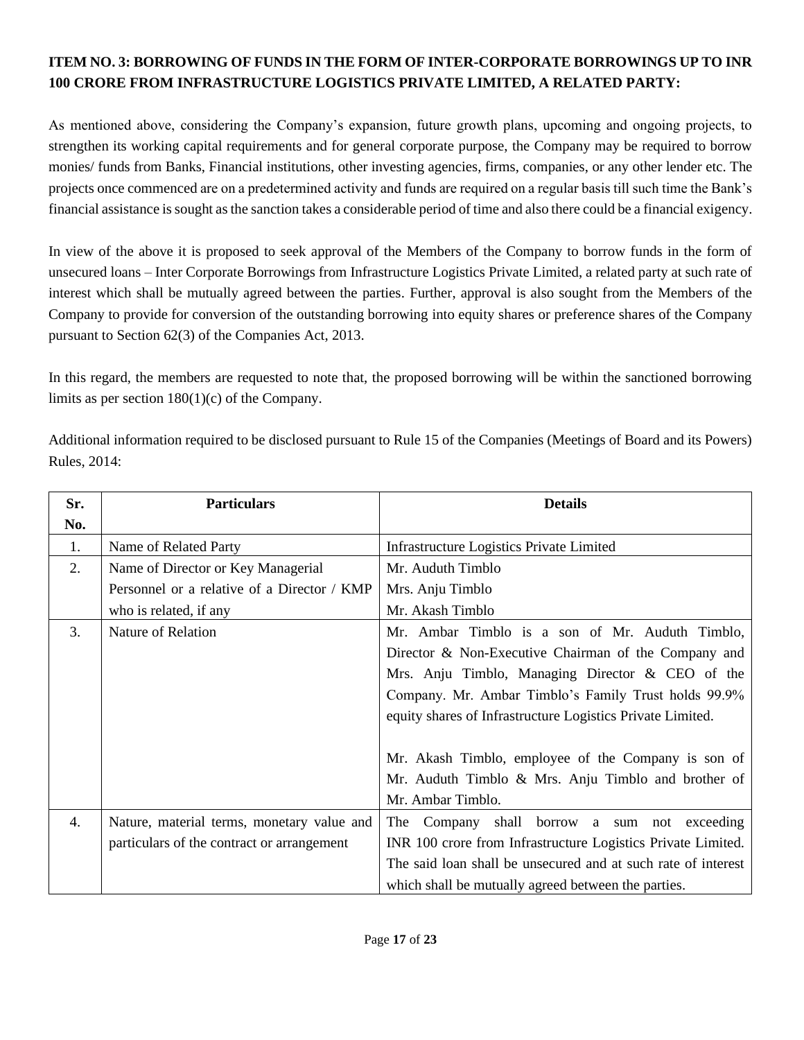**ITEM NO. 3: BORROWING OF FUNDS IN THE FORM OF INTER-CORPORATE BORROWINGS UP TO INR 100 CRORE FROM INFRASTRUCTURE LOGISTICS PRIVATE LIMITED, A RELATED PARTY:**

As mentioned above, considering the Company's expansion, future growth plans, upcoming and ongoing projects, to strengthen its working capital requirements and for general corporate purpose, the Company may be required to borrow monies/ funds from Banks, Financial institutions, other investing agencies, firms, companies, or any other lender etc. The projects once commenced are on a predetermined activity and funds are required on a regular basis till such time the Bank's financial assistance is sought as the sanction takes a considerable period of time and also there could be a financial exigency.

In view of the above it is proposed to seek approval of the Members of the Company to borrow funds in the form of unsecured loans – Inter Corporate Borrowings from Infrastructure Logistics Private Limited, a related party at such rate of interest which shall be mutually agreed between the parties. Further, approval is also sought from the Members of the Company to provide for conversion of the outstanding borrowing into equity shares or preference shares of the Company pursuant to Section 62(3) of the Companies Act, 2013.

In this regard, the members are requested to note that, the proposed borrowing will be within the sanctioned borrowing limits as per section 180(1)(c) of the Company.

Additional information required to be disclosed pursuant to Rule 15 of the Companies (Meetings of Board and its Powers) Rules, 2014:

| Sr. No. | Particulars | Details |
|---|---|---|
| 1. | Name of Related Party | Infrastructure Logistics Private Limited |
| 2. | Name of Director or Key Managerial Personnel or a relative of a Director / KMP who is related, if any | Mr. Auduth Timblo<br>Mrs. Anju Timblo<br>Mr. Akash Timblo |
| 3. | Nature of Relation | Mr. Ambar Timblo is a son of Mr. Auduth Timblo, Director & Non-Executive Chairman of the Company and Mrs. Anju Timblo, Managing Director & CEO of the Company. Mr. Ambar Timblo's Family Trust holds 99.9% equity shares of Infrastructure Logistics Private Limited.<br><br>Mr. Akash Timblo, employee of the Company is son of Mr. Auduth Timblo & Mrs. Anju Timblo and brother of Mr. Ambar Timblo. |
| 4. | Nature, material terms, monetary value and particulars of the contract or arrangement | The Company shall borrow a sum not exceeding INR 100 crore from Infrastructure Logistics Private Limited. The said loan shall be unsecured and at such rate of interest which shall be mutually agreed between the parties. |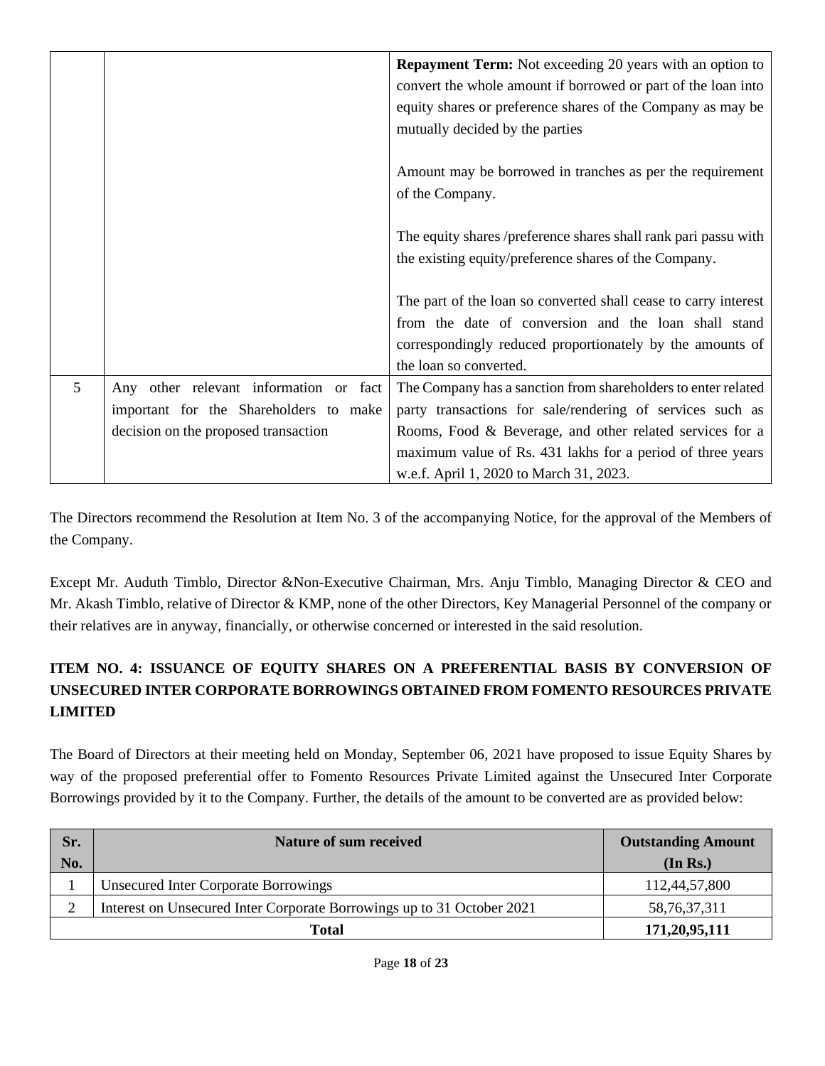| | | |
|---|---|---|
| | | **Repayment Term:** Not exceeding 20 years with an option to convert the whole amount if borrowed or part of the loan into equity shares or preference shares of the Company as may be mutually decided by the parties<br><br>Amount may be borrowed in tranches as per the requirement of the Company.<br><br>The equity shares /preference shares shall rank pari passu with the existing equity/preference shares of the Company.<br><br>The part of the loan so converted shall cease to carry interest from the date of conversion and the loan shall stand correspondingly reduced proportionately by the amounts of the loan so converted. |
| 5 | Any other relevant information or fact important for the Shareholders to make decision on the proposed transaction | The Company has a sanction from shareholders to enter related party transactions for sale/rendering of services such as Rooms, Food & Beverage, and other related services for a maximum value of Rs. 431 lakhs for a period of three years w.e.f. April 1, 2020 to March 31, 2023. |

The Directors recommend the Resolution at Item No. 3 of the accompanying Notice, for the approval of the Members of the Company.

Except Mr. Auduth Timblo, Director &Non-Executive Chairman, Mrs. Anju Timblo, Managing Director & CEO and Mr. Akash Timblo, relative of Director & KMP, none of the other Directors, Key Managerial Personnel of the company or their relatives are in anyway, financially, or otherwise concerned or interested in the said resolution.

## ITEM NO. 4: ISSUANCE OF EQUITY SHARES ON A PREFERENTIAL BASIS BY CONVERSION OF UNSECURED INTER CORPORATE BORROWINGS OBTAINED FROM FOMENTO RESOURCES PRIVATE LIMITED

The Board of Directors at their meeting held on Monday, September 06, 2021 have proposed to issue Equity Shares by way of the proposed preferential offer to Fomento Resources Private Limited against the Unsecured Inter Corporate Borrowings provided by it to the Company. Further, the details of the amount to be converted are as provided below:

| Sr. No. | Nature of sum received | Outstanding Amount (In Rs.) |
|---|---|---|
| 1 | Unsecured Inter Corporate Borrowings | 112,44,57,800 |
| 2 | Interest on Unsecured Inter Corporate Borrowings up to 31 October 2021 | 58,76,37,311 |
| **Total** | | **171,20,95,111** |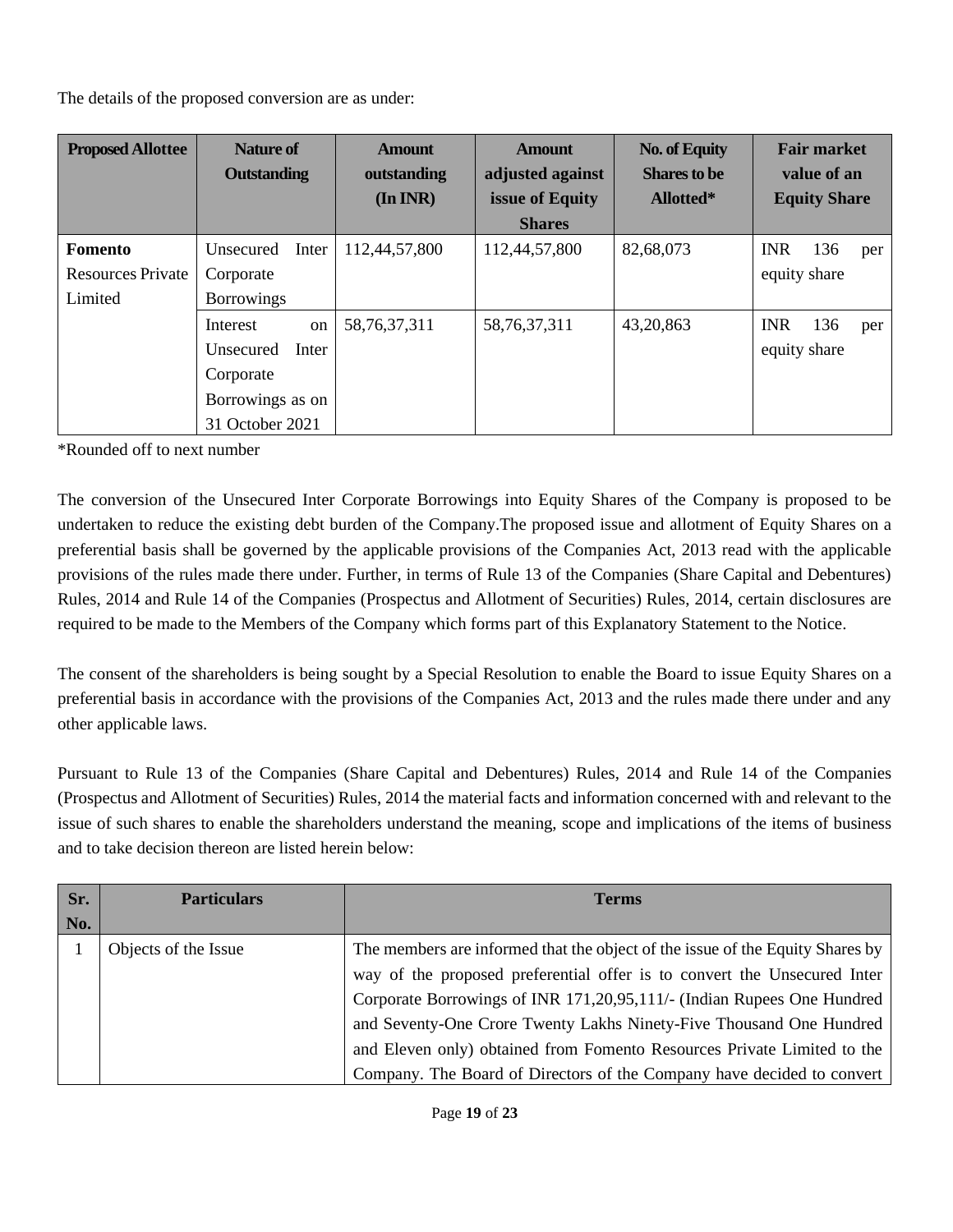The details of the proposed conversion are as under:

| Proposed Allottee | Nature of Outstanding | Amount outstanding (In INR) | Amount adjusted against issue of Equity Shares | No. of Equity Shares to be Allotted* | Fair market value of an Equity Share |
|---|---|---|---|---|---|
| **Fomento Resources Private Limited** | Unsecured Inter Corporate Borrowings | 112,44,57,800 | 112,44,57,800 | 82,68,073 | INR 136 per equity share |
| | Interest on Unsecured Inter Corporate Borrowings as on 31 October 2021 | 58,76,37,311 | 58,76,37,311 | 43,20,863 | INR 136 per equity share |

*Rounded off to next number

The conversion of the Unsecured Inter Corporate Borrowings into Equity Shares of the Company is proposed to be undertaken to reduce the existing debt burden of the Company.The proposed issue and allotment of Equity Shares on a preferential basis shall be governed by the applicable provisions of the Companies Act, 2013 read with the applicable provisions of the rules made there under. Further, in terms of Rule 13 of the Companies (Share Capital and Debentures) Rules, 2014 and Rule 14 of the Companies (Prospectus and Allotment of Securities) Rules, 2014, certain disclosures are required to be made to the Members of the Company which forms part of this Explanatory Statement to the Notice.

The consent of the shareholders is being sought by a Special Resolution to enable the Board to issue Equity Shares on a preferential basis in accordance with the provisions of the Companies Act, 2013 and the rules made there under and any other applicable laws.

Pursuant to Rule 13 of the Companies (Share Capital and Debentures) Rules, 2014 and Rule 14 of the Companies (Prospectus and Allotment of Securities) Rules, 2014 the material facts and information concerned with and relevant to the issue of such shares to enable the shareholders understand the meaning, scope and implications of the items of business and to take decision thereon are listed herein below:

| Sr. No. | Particulars | Terms |
|---|---|---|
| 1 | Objects of the Issue | The members are informed that the object of the issue of the Equity Shares by way of the proposed preferential offer is to convert the Unsecured Inter Corporate Borrowings of INR 171,20,95,111/- (Indian Rupees One Hundred and Seventy-One Crore Twenty Lakhs Ninety-Five Thousand One Hundred and Eleven only) obtained from Fomento Resources Private Limited to the Company. The Board of Directors of the Company have decided to convert |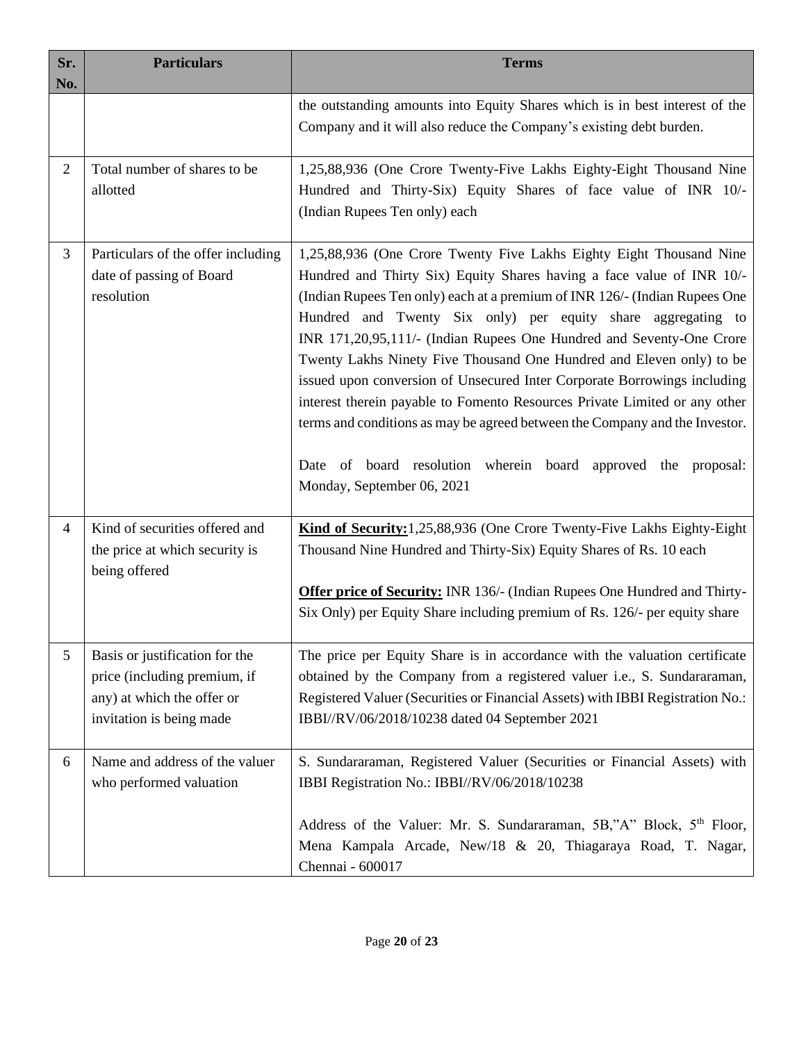| Sr. No. | Particulars | Terms |
|---|---|---|
| | | the outstanding amounts into Equity Shares which is in best interest of the Company and it will also reduce the Company's existing debt burden. |
| 2 | Total number of shares to be allotted | 1,25,88,936 (One Crore Twenty-Five Lakhs Eighty-Eight Thousand Nine Hundred and Thirty-Six) Equity Shares of face value of INR 10/- (Indian Rupees Ten only) each |
| 3 | Particulars of the offer including date of passing of Board resolution | 1,25,88,936 (One Crore Twenty Five Lakhs Eighty Eight Thousand Nine Hundred and Thirty Six) Equity Shares having a face value of INR 10/- (Indian Rupees Ten only) each at a premium of INR 126/- (Indian Rupees One Hundred and Twenty Six only) per equity share aggregating to INR 171,20,95,111/- (Indian Rupees One Hundred and Seventy-One Crore Twenty Lakhs Ninety Five Thousand One Hundred and Eleven only) to be issued upon conversion of Unsecured Inter Corporate Borrowings including interest therein payable to Fomento Resources Private Limited or any other terms and conditions as may be agreed between the Company and the Investor.<br><br>Date of board resolution wherein board approved the proposal: Monday, September 06, 2021 |
| 4 | Kind of securities offered and the price at which security is being offered | **Kind of Security:**1,25,88,936 (One Crore Twenty-Five Lakhs Eighty-Eight Thousand Nine Hundred and Thirty-Six) Equity Shares of Rs. 10 each<br><br>**Offer price of Security:** INR 136/- (Indian Rupees One Hundred and Thirty-Six Only) per Equity Share including premium of Rs. 126/- per equity share |
| 5 | Basis or justification for the price (including premium, if any) at which the offer or invitation is being made | The price per Equity Share is in accordance with the valuation certificate obtained by the Company from a registered valuer i.e., S. Sundararaman, Registered Valuer (Securities or Financial Assets) with IBBI Registration No.: IBBI//RV/06/2018/10238 dated 04 September 2021 |
| 6 | Name and address of the valuer who performed valuation | S. Sundararaman, Registered Valuer (Securities or Financial Assets) with IBBI Registration No.: IBBI//RV/06/2018/10238<br><br>Address of the Valuer: Mr. S. Sundararaman, 5B,"A" Block, 5th Floor, Mena Kampala Arcade, New/18 & 20, Thiagaraya Road, T. Nagar, Chennai - 600017 |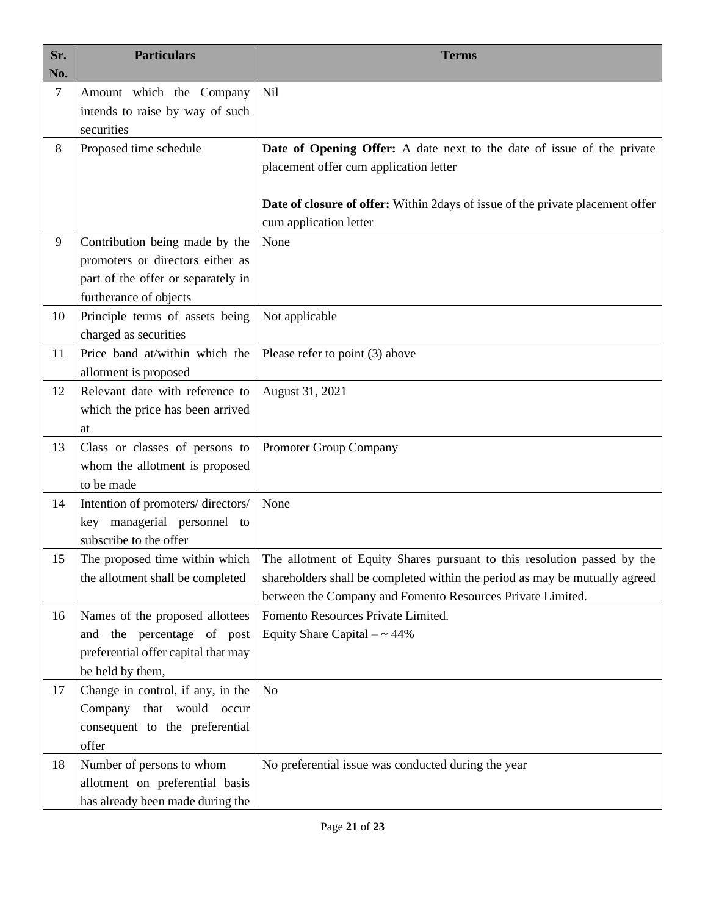| Sr. No. | Particulars | Terms |
|---|---|---|
| 7 | Amount which the Company intends to raise by way of such securities | Nil |
| 8 | Proposed time schedule | **Date of Opening Offer:** A date next to the date of issue of the private placement offer cum application letter<br><br>**Date of closure of offer:** Within 2days of issue of the private placement offer cum application letter |
| 9 | Contribution being made by the promoters or directors either as part of the offer or separately in furtherance of objects | None |
| 10 | Principle terms of assets being charged as securities | Not applicable |
| 11 | Price band at/within which the allotment is proposed | Please refer to point (3) above |
| 12 | Relevant date with reference to which the price has been arrived at | August 31, 2021 |
| 13 | Class or classes of persons to whom the allotment is proposed to be made | Promoter Group Company |
| 14 | Intention of promoters/ directors/ key managerial personnel to subscribe to the offer | None |
| 15 | The proposed time within which the allotment shall be completed | The allotment of Equity Shares pursuant to this resolution passed by the shareholders shall be completed within the period as may be mutually agreed between the Company and Fomento Resources Private Limited. |
| 16 | Names of the proposed allottees and the percentage of post preferential offer capital that may be held by them, | Fomento Resources Private Limited.<br>Equity Share Capital – ~ 44% |
| 17 | Change in control, if any, in the Company that would occur consequent to the preferential offer | No |
| 18 | Number of persons to whom allotment on preferential basis has already been made during the | No preferential issue was conducted during the year |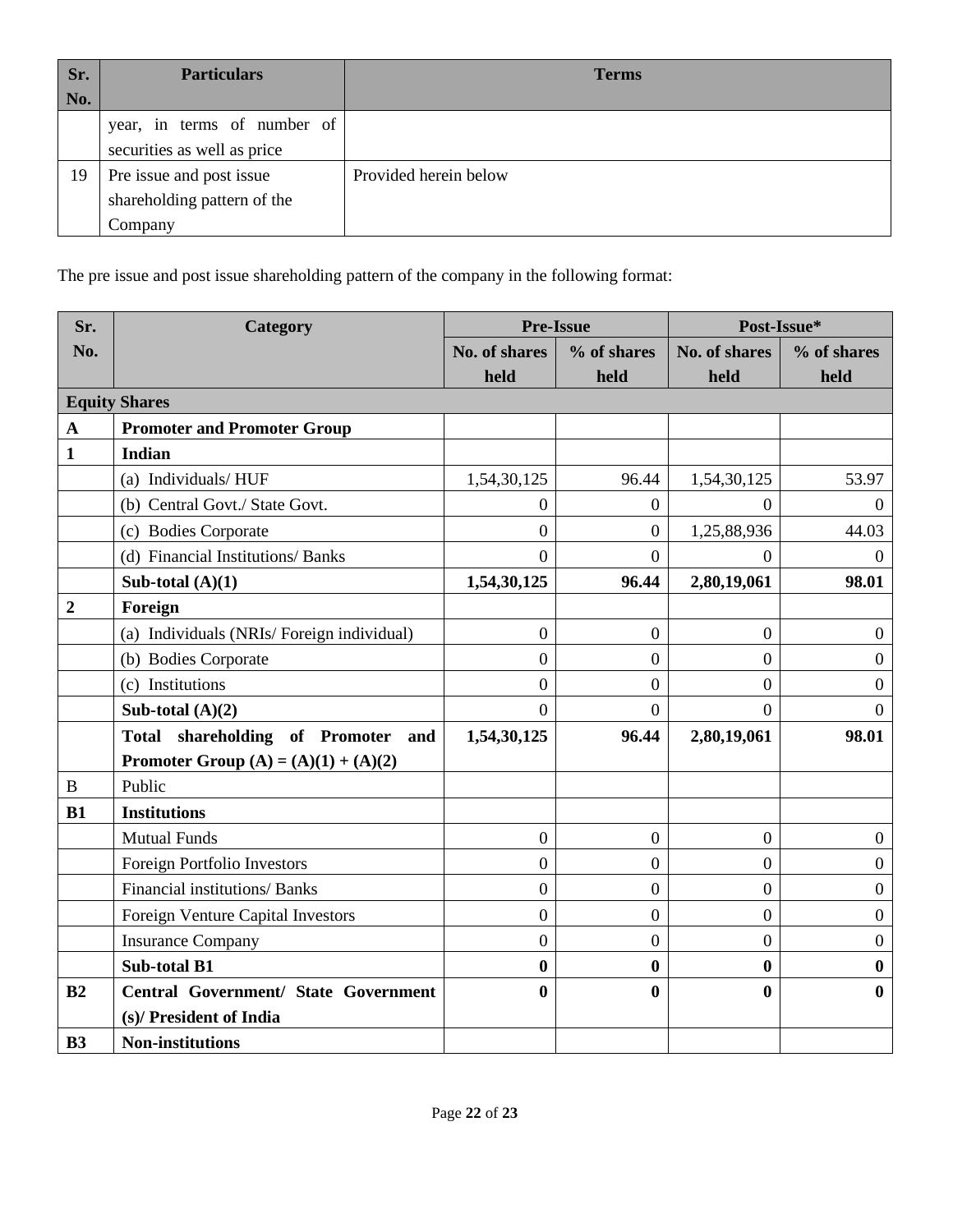| Sr. No. | Particulars | Terms |
|---|---|---|
| | year, in terms of number of securities as well as price | |
| 19 | Pre issue and post issue shareholding pattern of the Company | Provided herein below |

The pre issue and post issue shareholding pattern of the company in the following format:

| Sr. No. | Category | Pre-Issue | | Post-Issue* | |
|---|---|---|---|---|---|
| | | No. of shares held | % of shares held | No. of shares held | % of shares held |
| **Equity Shares** | | | | | |
| **A** | **Promoter and Promoter Group** | | | | |
| **1** | **Indian** | | | | |
| | (a) Individuals/ HUF | 1,54,30,125 | 96.44 | 1,54,30,125 | 53.97 |
| | (b) Central Govt./ State Govt. | 0 | 0 | 0 | 0 |
| | (c) Bodies Corporate | 0 | 0 | 1,25,88,936 | 44.03 |
| | (d) Financial Institutions/ Banks | 0 | 0 | 0 | 0 |
| | **Sub-total (A)(1)** | **1,54,30,125** | **96.44** | **2,80,19,061** | **98.01** |
| **2** | **Foreign** | | | | |
| | (a) Individuals (NRIs/ Foreign individual) | 0 | 0 | 0 | 0 |
| | (b) Bodies Corporate | 0 | 0 | 0 | 0 |
| | (c) Institutions | 0 | 0 | 0 | 0 |
| | **Sub-total (A)(2)** | 0 | 0 | 0 | 0 |
| | **Total shareholding of Promoter and Promoter Group (A) = (A)(1) + (A)(2)** | **1,54,30,125** | **96.44** | **2,80,19,061** | **98.01** |
| B | Public | | | | |
| **B1** | **Institutions** | | | | |
| | Mutual Funds | 0 | 0 | 0 | 0 |
| | Foreign Portfolio Investors | 0 | 0 | 0 | 0 |
| | Financial institutions/ Banks | 0 | 0 | 0 | 0 |
| | Foreign Venture Capital Investors | 0 | 0 | 0 | 0 |
| | Insurance Company | 0 | 0 | 0 | 0 |
| | **Sub-total B1** | **0** | **0** | **0** | **0** |
| **B2** | **Central Government/ State Government (s)/ President of India** | **0** | **0** | **0** | **0** |
| **B3** | **Non-institutions** | | | | |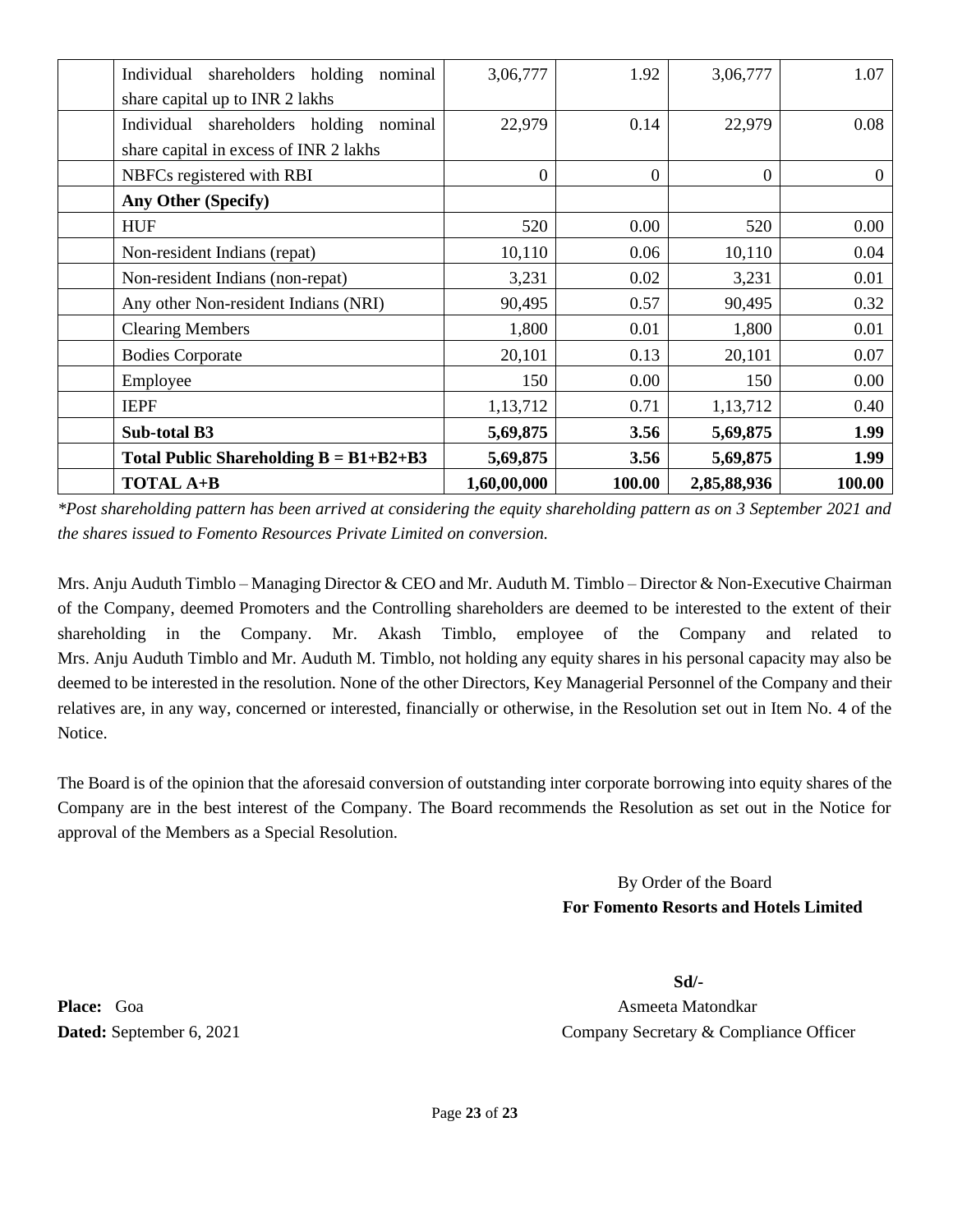| | | | | | |
|---|---|---|---|---|---|
| | Individual shareholders holding nominal share capital up to INR 2 lakhs | 3,06,777 | 1.92 | 3,06,777 | 1.07 |
| | Individual shareholders holding nominal share capital in excess of INR 2 lakhs | 22,979 | 0.14 | 22,979 | 0.08 |
| | NBFCs registered with RBI | 0 | 0 | 0 | 0 |
| | **Any Other (Specify)** | | | | |
| | HUF | 520 | 0.00 | 520 | 0.00 |
| | Non-resident Indians (repat) | 10,110 | 0.06 | 10,110 | 0.04 |
| | Non-resident Indians (non-repat) | 3,231 | 0.02 | 3,231 | 0.01 |
| | Any other Non-resident Indians (NRI) | 90,495 | 0.57 | 90,495 | 0.32 |
| | Clearing Members | 1,800 | 0.01 | 1,800 | 0.01 |
| | Bodies Corporate | 20,101 | 0.13 | 20,101 | 0.07 |
| | Employee | 150 | 0.00 | 150 | 0.00 |
| | IEPF | 1,13,712 | 0.71 | 1,13,712 | 0.40 |
| | **Sub-total B3** | **5,69,875** | **3.56** | **5,69,875** | **1.99** |
| | **Total Public Shareholding B = B1+B2+B3** | **5,69,875** | **3.56** | **5,69,875** | **1.99** |
| | **TOTAL A+B** | **1,60,00,000** | **100.00** | **2,85,88,936** | **100.00** |

*\*Post shareholding pattern has been arrived at considering the equity shareholding pattern as on 3 September 2021 and the shares issued to Fomento Resources Private Limited on conversion.*

Mrs. Anju Auduth Timblo – Managing Director & CEO and Mr. Auduth M. Timblo – Director & Non-Executive Chairman of the Company, deemed Promoters and the Controlling shareholders are deemed to be interested to the extent of their shareholding in the Company. Mr. Akash Timblo, employee of the Company and related to Mrs. Anju Auduth Timblo and Mr. Auduth M. Timblo, not holding any equity shares in his personal capacity may also be deemed to be interested in the resolution. None of the other Directors, Key Managerial Personnel of the Company and their relatives are, in any way, concerned or interested, financially or otherwise, in the Resolution set out in Item No. 4 of the Notice.

The Board is of the opinion that the aforesaid conversion of outstanding inter corporate borrowing into equity shares of the Company are in the best interest of the Company. The Board recommends the Resolution as set out in the Notice for approval of the Members as a Special Resolution.

By Order of the Board
**For Fomento Resorts and Hotels Limited**

**Sd/-**
Asmeeta Matondkar
Company Secretary & Compliance Officer

**Place:** Goa
**Dated:** September 6, 2021